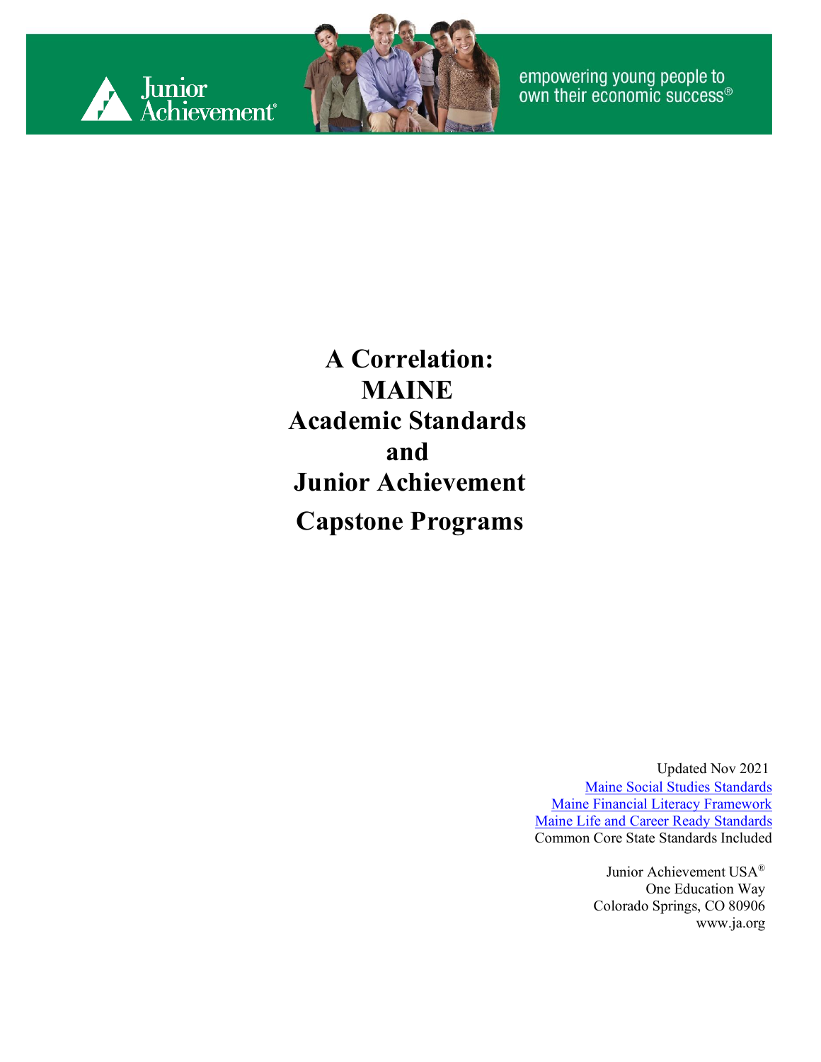Junior Achievement®

empowering young people to own their economic success®

# A Correlation: MAINE Academic Standards and Junior Achievement Capstone Programs

Updated Nov 2021
Maine Social Studies Standards
Maine Financial Literacy Framework
Maine Life and Career Ready Standards
Common Core State Standards Included

Junior Achievement USA®
One Education Way
Colorado Springs, CO 80906
www.ja.org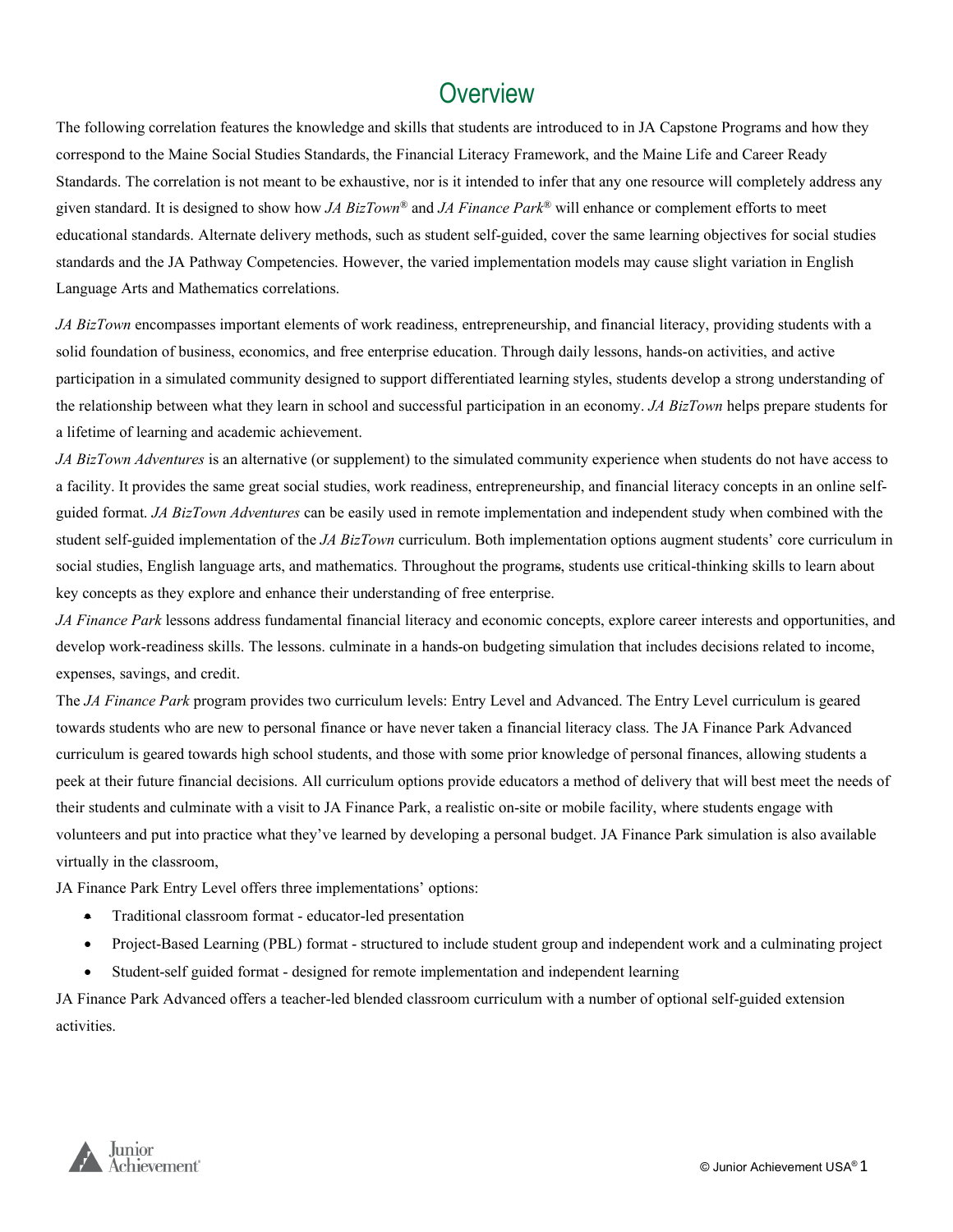# Overview

The following correlation features the knowledge and skills that students are introduced to in JA Capstone Programs and how they correspond to the Maine Social Studies Standards, the Financial Literacy Framework, and the Maine Life and Career Ready Standards. The correlation is not meant to be exhaustive, nor is it intended to infer that any one resource will completely address any given standard. It is designed to show how *JA BizTown®* and *JA Finance Park®* will enhance or complement efforts to meet educational standards. Alternate delivery methods, such as student self-guided, cover the same learning objectives for social studies standards and the JA Pathway Competencies. However, the varied implementation models may cause slight variation in English Language Arts and Mathematics correlations.

*JA BizTown* encompasses important elements of work readiness, entrepreneurship, and financial literacy, providing students with a solid foundation of business, economics, and free enterprise education. Through daily lessons, hands-on activities, and active participation in a simulated community designed to support differentiated learning styles, students develop a strong understanding of the relationship between what they learn in school and successful participation in an economy. *JA BizTown* helps prepare students for a lifetime of learning and academic achievement.

*JA BizTown Adventures* is an alternative (or supplement) to the simulated community experience when students do not have access to a facility. It provides the same great social studies, work readiness, entrepreneurship, and financial literacy concepts in an online self-guided format. *JA BizTown Adventures* can be easily used in remote implementation and independent study when combined with the student self-guided implementation of the *JA BizTown* curriculum. Both implementation options augment students' core curriculum in social studies, English language arts, and mathematics. Throughout the programs, students use critical-thinking skills to learn about key concepts as they explore and enhance their understanding of free enterprise.

*JA Finance Park* lessons address fundamental financial literacy and economic concepts, explore career interests and opportunities, and develop work-readiness skills. The lessons. culminate in a hands-on budgeting simulation that includes decisions related to income, expenses, savings, and credit.

The *JA Finance Park* program provides two curriculum levels: Entry Level and Advanced. The Entry Level curriculum is geared towards students who are new to personal finance or have never taken a financial literacy class. The JA Finance Park Advanced curriculum is geared towards high school students, and those with some prior knowledge of personal finances, allowing students a peek at their future financial decisions. All curriculum options provide educators a method of delivery that will best meet the needs of their students and culminate with a visit to JA Finance Park, a realistic on-site or mobile facility, where students engage with volunteers and put into practice what they've learned by developing a personal budget. JA Finance Park simulation is also available virtually in the classroom,

JA Finance Park Entry Level offers three implementations' options:

- Traditional classroom format - educator-led presentation
- Project-Based Learning (PBL) format - structured to include student group and independent work and a culminating project
- Student-self guided format - designed for remote implementation and independent learning

JA Finance Park Advanced offers a teacher-led blended classroom curriculum with a number of optional self-guided extension activities.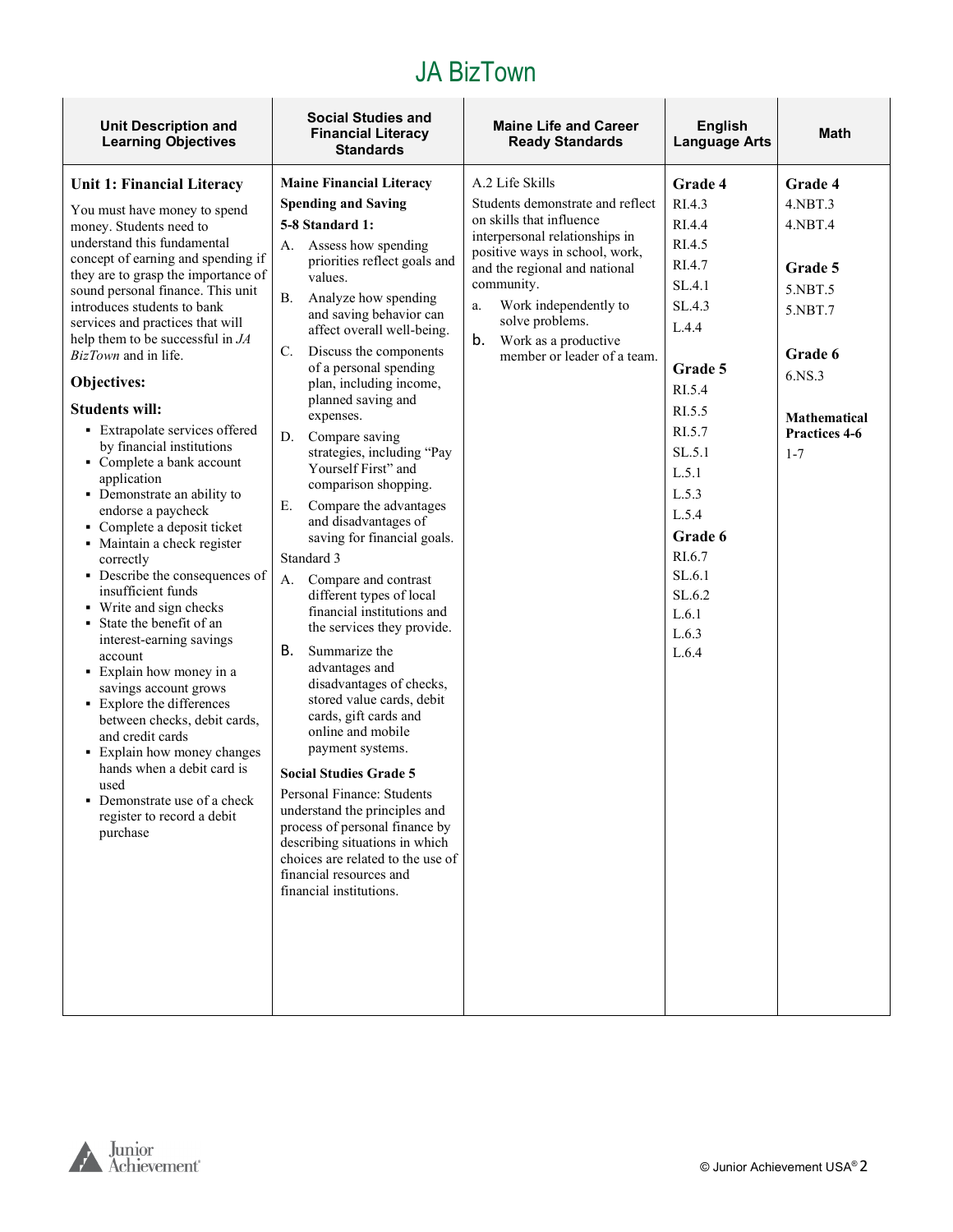# JA BizTown

| Unit Description and Learning Objectives | Social Studies and Financial Literacy Standards | Maine Life and Career Ready Standards | English Language Arts | Math |
|---|---|---|---|---|
| **Unit 1: Financial Literacy**<br><br>You must have money to spend money. Students need to understand this fundamental concept of earning and spending if they are to grasp the importance of sound personal finance. This unit introduces students to bank services and practices that will help them to be successful in *JA BizTown* and in life.<br><br>**Objectives:**<br><br>**Students will:**<br>▪ Extrapolate services offered by financial institutions<br>▪ Complete a bank account application<br>▪ Demonstrate an ability to endorse a paycheck<br>▪ Complete a deposit ticket<br>▪ Maintain a check register correctly<br>▪ Describe the consequences of insufficient funds<br>▪ Write and sign checks<br>▪ State the benefit of an interest-earning savings account<br>▪ Explain how money in a savings account grows<br>▪ Explore the differences between checks, debit cards, and credit cards<br>▪ Explain how money changes hands when a debit card is used<br>▪ Demonstrate use of a check register to record a debit purchase | **Maine Financial Literacy**<br>**Spending and Saving**<br>**5-8 Standard 1:**<br>A. Assess how spending priorities reflect goals and values.<br>B. Analyze how spending and saving behavior can affect overall well-being.<br>C. Discuss the components of a personal spending plan, including income, planned saving and expenses.<br>D. Compare saving strategies, including "Pay Yourself First" and comparison shopping.<br>E. Compare the advantages and disadvantages of saving for financial goals.<br><br>Standard 3<br>A. Compare and contrast different types of local financial institutions and the services they provide.<br>B. Summarize the advantages and disadvantages of checks, stored value cards, debit cards, gift cards and online and mobile payment systems.<br><br>**Social Studies Grade 5**<br>Personal Finance: Students understand the principles and process of personal finance by describing situations in which choices are related to the use of financial resources and financial institutions. | A.2 Life Skills<br>Students demonstrate and reflect on skills that influence interpersonal relationships in positive ways in school, work, and the regional and national community.<br>a. Work independently to solve problems.<br>b. Work as a productive member or leader of a team. | **Grade 4**<br>RI.4.3<br>RI.4.4<br>RI.4.5<br>RI.4.7<br>SL.4.1<br>SL.4.3<br>L.4.4<br><br>**Grade 5**<br>RI.5.4<br>RI.5.5<br>RI.5.7<br>SL.5.1<br>L.5.1<br>L.5.3<br>L.5.4<br>**Grade 6**<br>RI.6.7<br>SL.6.1<br>SL.6.2<br>L.6.1<br>L.6.3<br>L.6.4 | **Grade 4**<br>4.NBT.3<br>4.NBT.4<br><br>**Grade 5**<br>5.NBT.5<br>5.NBT.7<br><br>**Grade 6**<br>6.NS.3<br><br>**Mathematical Practices 4-6**<br>1-7 |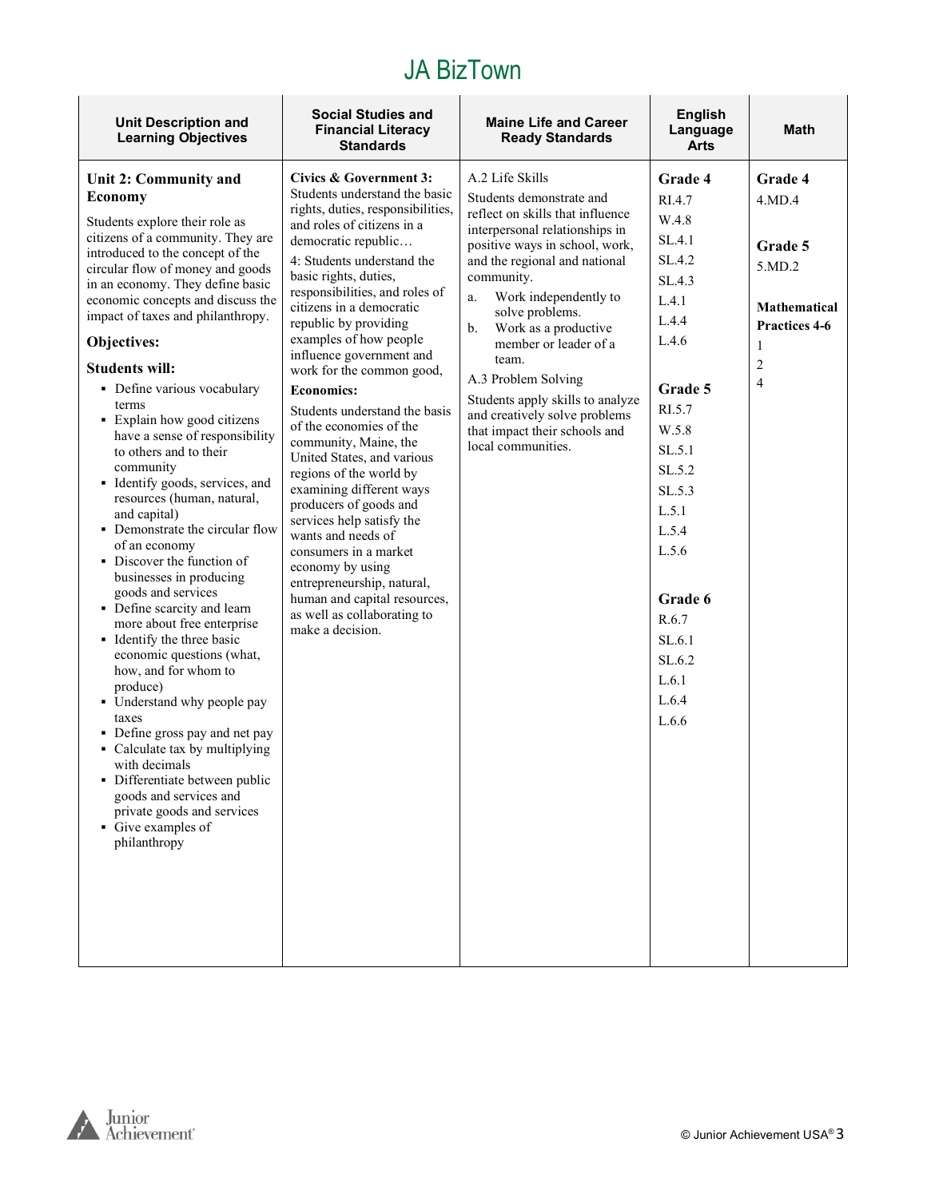# JA BizTown

| Unit Description and Learning Objectives | Social Studies and Financial Literacy Standards | Maine Life and Career Ready Standards | English Language Arts | Math |
|---|---|---|---|---|
| **Unit 2: Community and Economy**<br><br>Students explore their role as citizens of a community. They are introduced to the concept of the circular flow of money and goods in an economy. They define basic economic concepts and discuss the impact of taxes and philanthropy.<br><br>**Objectives:**<br><br>**Students will:**<br>▪ Define various vocabulary terms<br>▪ Explain how good citizens have a sense of responsibility to others and to their community<br>▪ Identify goods, services, and resources (human, natural, and capital)<br>▪ Demonstrate the circular flow of an economy<br>▪ Discover the function of businesses in producing goods and services<br>▪ Define scarcity and learn more about free enterprise<br>▪ Identify the three basic economic questions (what, how, and for whom to produce)<br>▪ Understand why people pay taxes<br>▪ Define gross pay and net pay<br>▪ Calculate tax by multiplying with decimals<br>▪ Differentiate between public goods and services and private goods and services<br>▪ Give examples of philanthropy | **Civics & Government 3:** Students understand the basic rights, duties, responsibilities, and roles of citizens in a democratic republic…<br><br>4: Students understand the basic rights, duties, responsibilities, and roles of citizens in a democratic republic by providing examples of how people influence government and work for the common good,<br><br>**Economics:**<br><br>Students understand the basis of the economies of the community, Maine, the United States, and various regions of the world by examining different ways producers of goods and services help satisfy the wants and needs of consumers in a market economy by using entrepreneurship, natural, human and capital resources, as well as collaborating to make a decision. | A.2 Life Skills<br><br>Students demonstrate and reflect on skills that influence interpersonal relationships in positive ways in school, work, and the regional and national community.<br><br>a. Work independently to solve problems.<br>b. Work as a productive member or leader of a team.<br><br>A.3 Problem Solving<br><br>Students apply skills to analyze and creatively solve problems that impact their schools and local communities. | **Grade 4**<br>RI.4.7<br>W.4.8<br>SL.4.1<br>SL.4.2<br>SL.4.3<br>L.4.1<br>L.4.4<br>L.4.6<br><br>**Grade 5**<br>RI.5.7<br>W.5.8<br>SL.5.1<br>SL.5.2<br>SL.5.3<br>L.5.1<br>L.5.4<br>L.5.6<br><br>**Grade 6**<br>R.6.7<br>SL.6.1<br>SL.6.2<br>L.6.1<br>L.6.4<br>L.6.6 | **Grade 4**<br>4.MD.4<br><br>**Grade 5**<br>5.MD.2<br><br>**Mathematical Practices 4-6**<br>1<br>2<br>4 |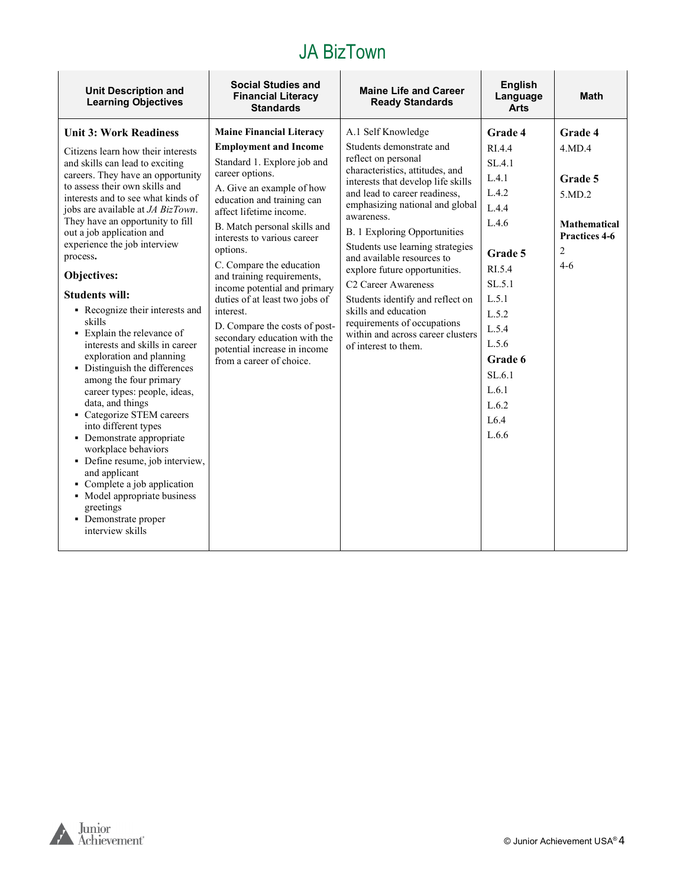# JA BizTown

| Unit Description and Learning Objectives | Social Studies and Financial Literacy Standards | Maine Life and Career Ready Standards | English Language Arts | Math |
|---|---|---|---|---|
| **Unit 3: Work Readiness**<br><br>Citizens learn how their interests and skills can lead to exciting careers. They have an opportunity to assess their own skills and interests and to see what kinds of jobs are available at *JA BizTown*. They have an opportunity to fill out a job application and experience the job interview process.<br><br>**Objectives:**<br><br>**Students will:**<br><br>▪ Recognize their interests and skills<br>▪ Explain the relevance of interests and skills in career exploration and planning<br>▪ Distinguish the differences among the four primary career types: people, ideas, data, and things<br>▪ Categorize STEM careers into different types<br>▪ Demonstrate appropriate workplace behaviors<br>▪ Define resume, job interview, and applicant<br>▪ Complete a job application<br>▪ Model appropriate business greetings<br>▪ Demonstrate proper interview skills | **Maine Financial Literacy**<br><br>**Employment and Income**<br><br>Standard 1. Explore job and career options.<br><br>A. Give an example of how education and training can affect lifetime income.<br><br>B. Match personal skills and interests to various career options.<br><br>C. Compare the education and training requirements, income potential and primary duties of at least two jobs of interest.<br><br>D. Compare the costs of post-secondary education with the potential increase in income from a career of choice. | A.1 Self Knowledge<br><br>Students demonstrate and reflect on personal characteristics, attitudes, and interests that develop life skills and lead to career readiness, emphasizing national and global awareness.<br><br>B. 1 Exploring Opportunities<br><br>Students use learning strategies and available resources to explore future opportunities.<br><br>C2 Career Awareness<br><br>Students identify and reflect on skills and education requirements of occupations within and across career clusters of interest to them. | **Grade 4**<br><br>RI.4.4<br>SL.4.1<br>L.4.1<br>L.4.2<br>L.4.4<br>L.4.6<br><br>**Grade 5**<br><br>RI.5.4<br>SL.5.1<br>L.5.1<br>L.5.2<br>L.5.4<br>L.5.6<br><br>**Grade 6**<br><br>SL.6.1<br>L.6.1<br>L.6.2<br>L6.4<br>L.6.6 | **Grade 4**<br><br>4.MD.4<br><br>**Grade 5**<br><br>5.MD.2<br><br>**Mathematical Practices 4-6**<br><br>2<br>4-6 |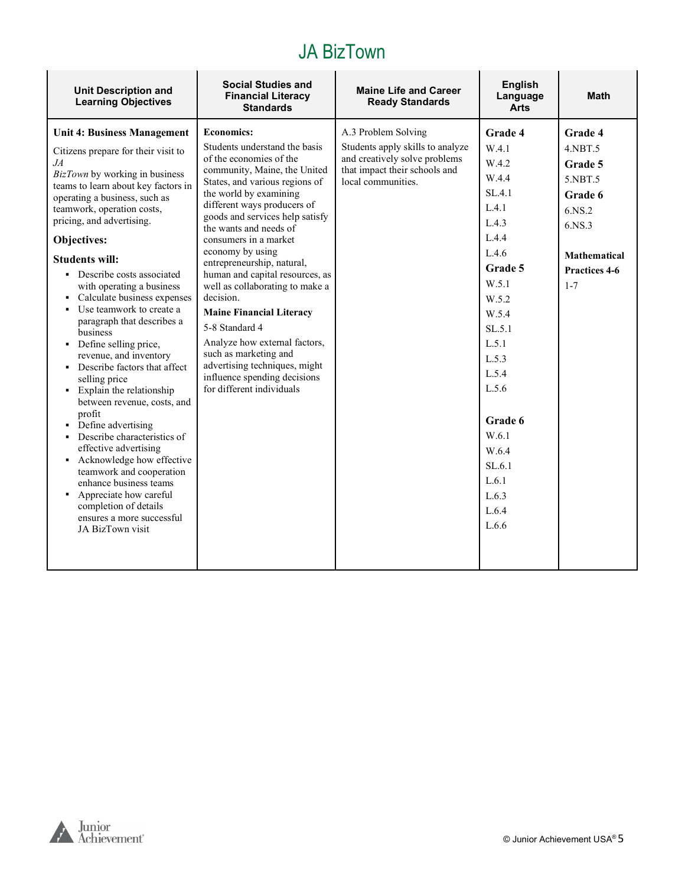# JA BizTown

| Unit Description and Learning Objectives | Social Studies and Financial Literacy Standards | Maine Life and Career Ready Standards | English Language Arts | Math |
|---|---|---|---|---|
| **Unit 4: Business Management**<br><br>Citizens prepare for their visit to *JA BizTown* by working in business teams to learn about key factors in operating a business, such as teamwork, operation costs, pricing, and advertising.<br><br>**Objectives:**<br><br>**Students will:**<br>▪ Describe costs associated with operating a business<br>▪ Calculate business expenses<br>▪ Use teamwork to create a paragraph that describes a business<br>▪ Define selling price, revenue, and inventory<br>▪ Describe factors that affect selling price<br>▪ Explain the relationship between revenue, costs, and profit<br>▪ Define advertising<br>▪ Describe characteristics of effective advertising<br>▪ Acknowledge how effective teamwork and cooperation enhance business teams<br>▪ Appreciate how careful completion of details ensures a more successful JA BizTown visit | **Economics:**<br>Students understand the basis of the economies of the community, Maine, the United States, and various regions of the world by examining different ways producers of goods and services help satisfy the wants and needs of consumers in a market economy by using entrepreneurship, natural, human and capital resources, as well as collaborating to make a decision.<br><br>**Maine Financial Literacy**<br>5-8 Standard 4<br>Analyze how external factors, such as marketing and advertising techniques, might influence spending decisions for different individuals | A.3 Problem Solving<br>Students apply skills to analyze and creatively solve problems that impact their schools and local communities. | **Grade 4**<br>W.4.1<br>W.4.2<br>W.4.4<br>SL.4.1<br>L.4.1<br>L.4.3<br>L.4.4<br>L.4.6<br>**Grade 5**<br>W.5.1<br>W.5.2<br>W.5.4<br>SL.5.1<br>L.5.1<br>L.5.3<br>L.5.4<br>L.5.6<br><br>**Grade 6**<br>W.6.1<br>W.6.4<br>SL.6.1<br>L.6.1<br>L.6.3<br>L.6.4<br>L.6.6 | **Grade 4**<br>4.NBT.5<br>**Grade 5**<br>5.NBT.5<br>**Grade 6**<br>6.NS.2<br>6.NS.3<br><br>**Mathematical Practices 4-6**<br>1-7 |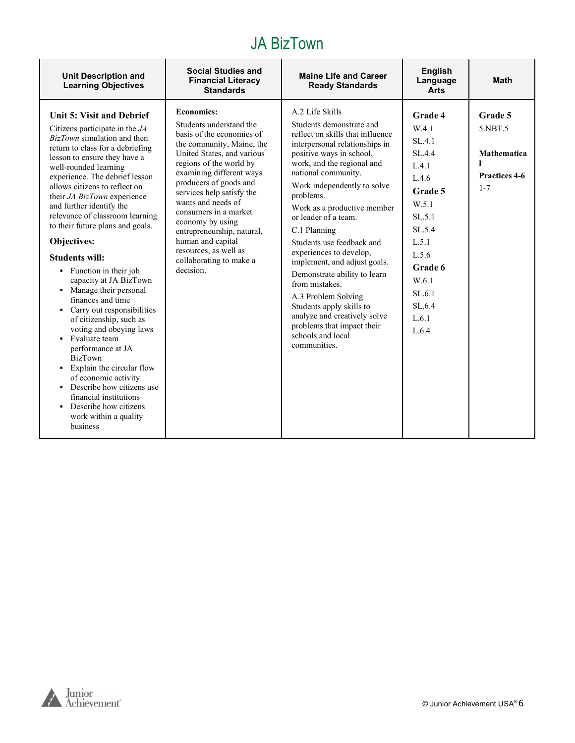# JA BizTown

| Unit Description and Learning Objectives | Social Studies and Financial Literacy Standards | Maine Life and Career Ready Standards | English Language Arts | Math |
|---|---|---|---|---|
| **Unit 5: Visit and Debrief**<br>Citizens participate in the *JA BizTown* simulation and then return to class for a debriefing lesson to ensure they have a well-rounded learning experience. The debrief lesson allows citizens to reflect on their *JA BizTown* experience and further identify the relevance of classroom learning to their future plans and goals.<br>**Objectives:**<br>**Students will:**<br>▪ Function in their job capacity at JA BizTown<br>▪ Manage their personal finances and time<br>▪ Carry out responsibilities of citizenship, such as voting and obeying laws<br>▪ Evaluate team performance at JA BizTown<br>▪ Explain the circular flow of economic activity<br>▪ Describe how citizens use financial institutions<br>▪ Describe how citizens work within a quality business | **Economics:**<br>Students understand the basis of the economies of the community, Maine, the United States, and various regions of the world by examining different ways producers of goods and services help satisfy the wants and needs of consumers in a market economy by using entrepreneurship, natural, human and capital resources, as well as collaborating to make a decision. | A.2 Life Skills<br>Students demonstrate and reflect on skills that influence interpersonal relationships in positive ways in school, work, and the regional and national community.<br>Work independently to solve problems.<br>Work as a productive member or leader of a team.<br>C.1 Planning<br>Students use feedback and experiences to develop, implement, and adjust goals.<br>Demonstrate ability to learn from mistakes.<br>A.3 Problem Solving<br>Students apply skills to analyze and creatively solve problems that impact their schools and local communities. | **Grade 4**<br>W.4.1<br>SL.4.1<br>SL.4.4<br>L.4.1<br>L.4.6<br>**Grade 5**<br>W.5.1<br>SL.5.1<br>SL.5.4<br>L.5.1<br>L.5.6<br>**Grade 6**<br>W.6.1<br>SL.6.1<br>SL.6.4<br>L.6.1<br>L.6.4 | **Grade 5**<br>5.NBT.5<br><br>**Mathematical Practices 4-6**<br>1-7 |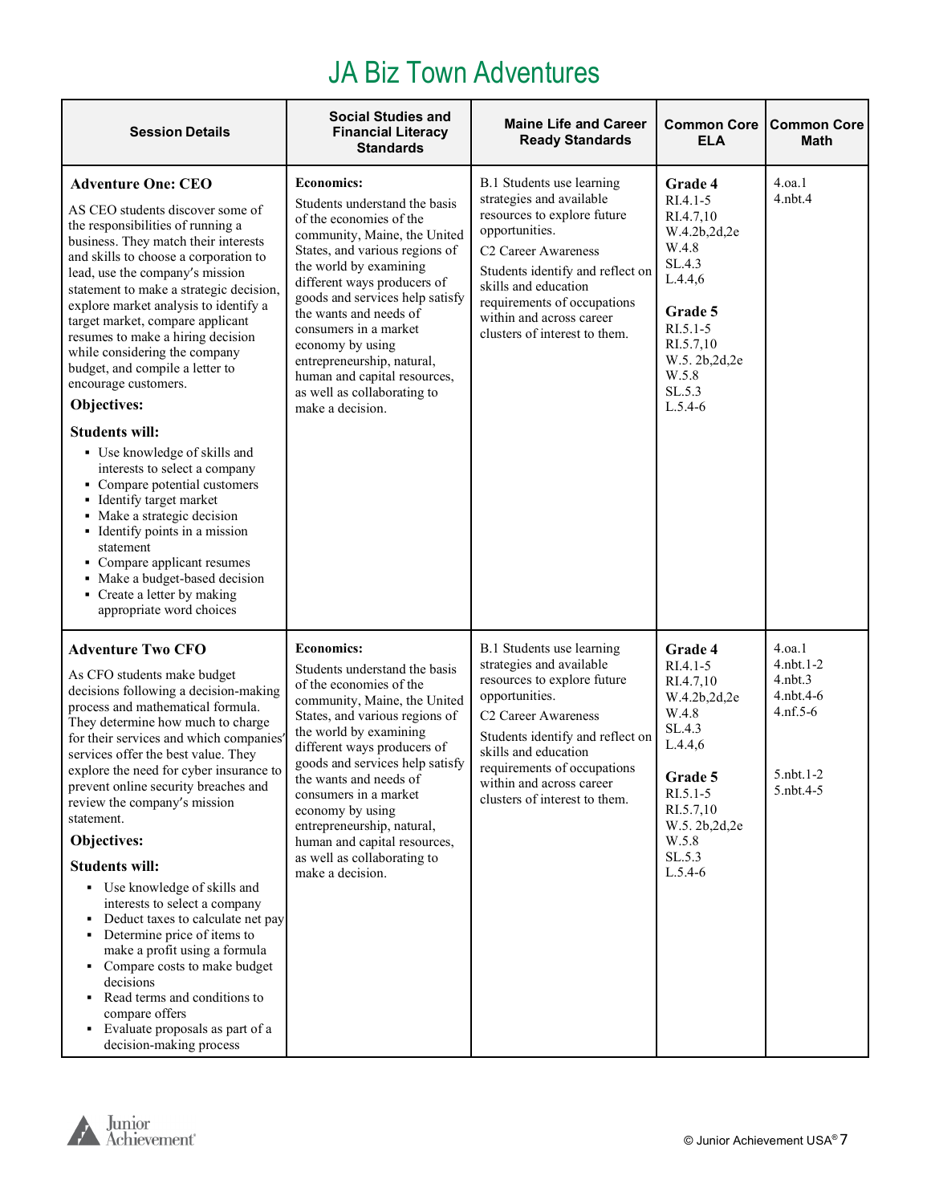# JA Biz Town Adventures

| Session Details | Social Studies and Financial Literacy Standards | Maine Life and Career Ready Standards | Common Core ELA | Common Core Math |
|---|---|---|---|---|
| **Adventure One: CEO**<br><br>AS CEO students discover some of the responsibilities of running a business. They match their interests and skills to choose a corporation to lead, use the company's mission statement to make a strategic decision, explore market analysis to identify a target market, compare applicant resumes to make a hiring decision while considering the company budget, and compile a letter to encourage customers.<br><br>**Objectives:**<br><br>**Students will:**<br>▪ Use knowledge of skills and interests to select a company<br>▪ Compare potential customers<br>▪ Identify target market<br>▪ Make a strategic decision<br>▪ Identify points in a mission statement<br>▪ Compare applicant resumes<br>▪ Make a budget-based decision<br>▪ Create a letter by making appropriate word choices | **Economics:**<br><br>Students understand the basis of the economies of the community, Maine, the United States, and various regions of the world by examining different ways producers of goods and services help satisfy the wants and needs of consumers in a market economy by using entrepreneurship, natural, human and capital resources, as well as collaborating to make a decision. | B.1 Students use learning strategies and available resources to explore future opportunities.<br><br>C2 Career Awareness<br><br>Students identify and reflect on skills and education requirements of occupations within and across career clusters of interest to them. | **Grade 4**<br>RI.4.1-5<br>RI.4.7,10<br>W.4.2b,2d,2e<br>W.4.8<br>SL.4.3<br>L.4.4,6<br><br>**Grade 5**<br>RI.5.1-5<br>RI.5.7,10<br>W.5. 2b,2d,2e<br>W.5.8<br>SL.5.3<br>L.5.4-6 | 4.oa.1<br>4.nbt.4 |
| **Adventure Two CFO**<br><br>As CFO students make budget decisions following a decision-making process and mathematical formula. They determine how much to charge for their services and which companies' services offer the best value. They explore the need for cyber insurance to prevent online security breaches and review the company's mission statement.<br><br>**Objectives:**<br><br>**Students will:**<br>▪ Use knowledge of skills and interests to select a company<br>▪ Deduct taxes to calculate net pay<br>▪ Determine price of items to make a profit using a formula<br>▪ Compare costs to make budget decisions<br>▪ Read terms and conditions to compare offers<br>▪ Evaluate proposals as part of a decision-making process | **Economics:**<br><br>Students understand the basis of the economies of the community, Maine, the United States, and various regions of the world by examining different ways producers of goods and services help satisfy the wants and needs of consumers in a market economy by using entrepreneurship, natural, human and capital resources, as well as collaborating to make a decision. | B.1 Students use learning strategies and available resources to explore future opportunities.<br><br>C2 Career Awareness<br><br>Students identify and reflect on skills and education requirements of occupations within and across career clusters of interest to them. | **Grade 4**<br>RI.4.1-5<br>RI.4.7,10<br>W.4.2b,2d,2e<br>W.4.8<br>SL.4.3<br>L.4.4,6<br><br>**Grade 5**<br>RI.5.1-5<br>RI.5.7,10<br>W.5. 2b,2d,2e<br>W.5.8<br>SL.5.3<br>L.5.4-6 | 4.oa.1<br>4.nbt.1-2<br>4.nbt.3<br>4.nbt.4-6<br>4.nf.5-6<br><br>5.nbt.1-2<br>5.nbt.4-5 |

© Junior Achievement USA®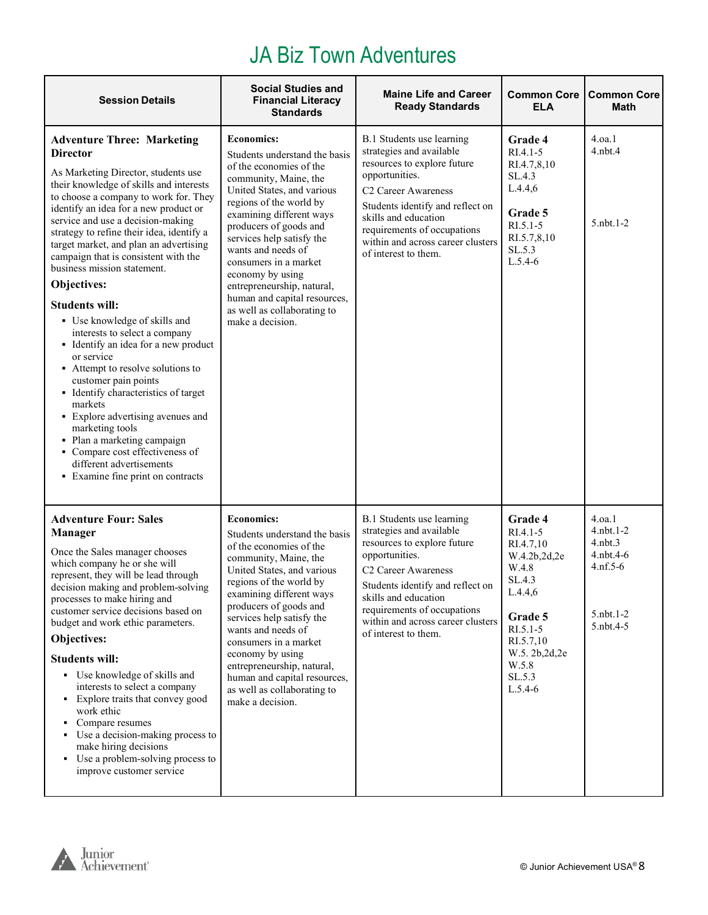# JA Biz Town Adventures

| Session Details | Social Studies and Financial Literacy Standards | Maine Life and Career Ready Standards | Common Core ELA | Common Core Math |
|---|---|---|---|---|
| **Adventure Three: Marketing Director**<br><br>As Marketing Director, students use their knowledge of skills and interests to choose a company to work for. They identify an idea for a new product or service and use a decision-making strategy to refine their idea, identify a target market, and plan an advertising campaign that is consistent with the business mission statement.<br><br>**Objectives:**<br><br>**Students will:**<br>▪ Use knowledge of skills and interests to select a company<br>▪ Identify an idea for a new product or service<br>▪ Attempt to resolve solutions to customer pain points<br>▪ Identify characteristics of target markets<br>▪ Explore advertising avenues and marketing tools<br>▪ Plan a marketing campaign<br>▪ Compare cost effectiveness of different advertisements<br>▪ Examine fine print on contracts | **Economics:**<br>Students understand the basis of the economies of the community, Maine, the United States, and various regions of the world by examining different ways producers of goods and services help satisfy the wants and needs of consumers in a market economy by using entrepreneurship, natural, human and capital resources, as well as collaborating to make a decision. | B.1 Students use learning strategies and available resources to explore future opportunities.<br>C2 Career Awareness<br>Students identify and reflect on skills and education requirements of occupations within and across career clusters of interest to them. | **Grade 4**<br>RI.4.1-5<br>RI.4.7,8,10<br>SL.4.3<br>L.4.4,6<br><br>**Grade 5**<br>RI.5.1-5<br>RI.5.7,8,10<br>SL.5.3<br>L.5.4-6 | 4.oa.1<br>4.nbt.4<br><br><br><br>5.nbt.1-2 |
| **Adventure Four: Sales Manager**<br><br>Once the Sales manager chooses which company he or she will represent, they will be lead through decision making and problem-solving processes to make hiring and customer service decisions based on budget and work ethic parameters.<br><br>**Objectives:**<br><br>**Students will:**<br>▪ Use knowledge of skills and interests to select a company<br>▪ Explore traits that convey good work ethic<br>▪ Compare resumes<br>▪ Use a decision-making process to make hiring decisions<br>▪ Use a problem-solving process to improve customer service | **Economics:**<br>Students understand the basis of the economies of the community, Maine, the United States, and various regions of the world by examining different ways producers of goods and services help satisfy the wants and needs of consumers in a market economy by using entrepreneurship, natural, human and capital resources, as well as collaborating to make a decision. | B.1 Students use learning strategies and available resources to explore future opportunities.<br>C2 Career Awareness<br>Students identify and reflect on skills and education requirements of occupations within and across career clusters of interest to them. | **Grade 4**<br>RI.4.1-5<br>RI.4.7,10<br>W.4.2b,2d,2e<br>W.4.8<br>SL.4.3<br>L.4.4,6<br><br>**Grade 5**<br>RI.5.1-5<br>RI.5.7,10<br>W.5. 2b,2d,2e<br>W.5.8<br>SL.5.3<br>L.5.4-6 | 4.oa.1<br>4.nbt.1-2<br>4.nbt.3<br>4.nbt.4-6<br>4.nf.5-6<br><br>5.nbt.1-2<br>5.nbt.4-5 |

© Junior Achievement USA®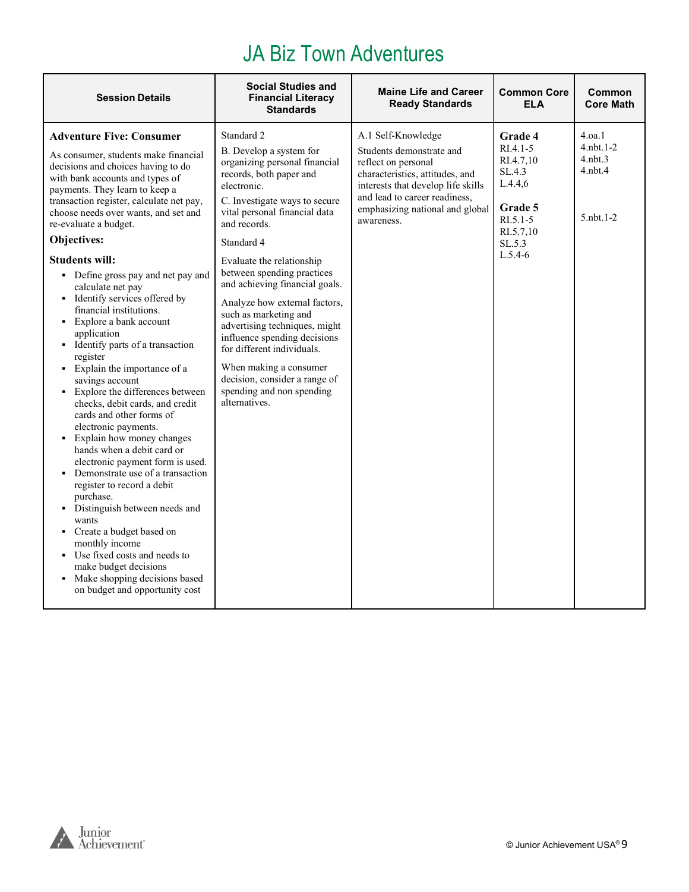# JA Biz Town Adventures

| Session Details | Social Studies and Financial Literacy Standards | Maine Life and Career Ready Standards | Common Core ELA | Common Core Math |
|---|---|---|---|---|
| **Adventure Five: Consumer**<br><br>As consumer, students make financial decisions and choices having to do with bank accounts and types of payments. They learn to keep a transaction register, calculate net pay, choose needs over wants, and set and re-evaluate a budget.<br><br>**Objectives:**<br><br>**Students will:**<br>▪ Define gross pay and net pay and calculate net pay<br>▪ Identify services offered by financial institutions.<br>▪ Explore a bank account application<br>▪ Identify parts of a transaction register<br>▪ Explain the importance of a savings account<br>▪ Explore the differences between checks, debit cards, and credit cards and other forms of electronic payments.<br>▪ Explain how money changes hands when a debit card or electronic payment form is used.<br>▪ Demonstrate use of a transaction register to record a debit purchase.<br>▪ Distinguish between needs and wants<br>▪ Create a budget based on monthly income<br>▪ Use fixed costs and needs to make budget decisions<br>▪ Make shopping decisions based on budget and opportunity cost | Standard 2<br><br>B. Develop a system for organizing personal financial records, both paper and electronic.<br><br>C. Investigate ways to secure vital personal financial data and records.<br><br>Standard 4<br><br>Evaluate the relationship between spending practices and achieving financial goals.<br><br>Analyze how external factors, such as marketing and advertising techniques, might influence spending decisions for different individuals.<br><br>When making a consumer decision, consider a range of spending and non spending alternatives. | A.1 Self-Knowledge<br><br>Students demonstrate and reflect on personal characteristics, attitudes, and interests that develop life skills and lead to career readiness, emphasizing national and global awareness. | **Grade 4**<br>RI.4.1-5<br>RI.4.7,10<br>SL.4.3<br>L.4.4,6<br><br>**Grade 5**<br>RI.5.1-5<br>RI.5.7,10<br>SL.5.3<br>L.5.4-6 | 4.oa.1<br>4.nbt.1-2<br>4.nbt.3<br>4.nbt.4<br><br>5.nbt.1-2 |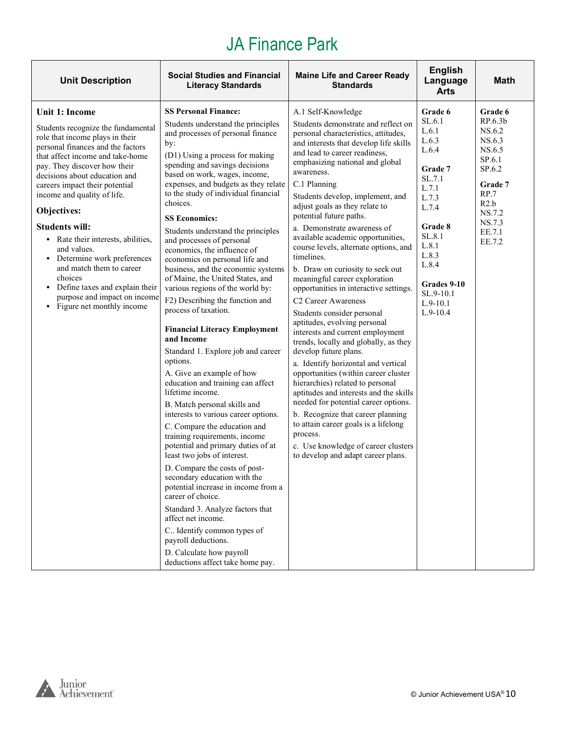# JA Finance Park

| Unit Description | Social Studies and Financial Literacy Standards | Maine Life and Career Ready Standards | English Language Arts | Math |
|---|---|---|---|---|
| **Unit 1: Income**<br><br>Students recognize the fundamental role that income plays in their personal finances and the factors that affect income and take-home pay. They discover how their decisions about education and careers impact their potential income and quality of life.<br><br>**Objectives:**<br><br>**Students will:**<br>▪ Rate their interests, abilities, and values.<br>▪ Determine work preferences and match them to career choices<br>▪ Define taxes and explain their purpose and impact on income<br>▪ Figure net monthly income | **SS Personal Finance:**<br>Students understand the principles and processes of personal finance by:<br>(D1) Using a process for making spending and savings decisions based on work, wages, income, expenses, and budgets as they relate to the study of individual financial choices.<br><br>**SS Economics:**<br>Students understand the principles and processes of personal economics, the influence of economics on personal life and business, and the economic systems of Maine, the United States, and various regions of the world by:<br>F2) Describing the function and process of taxation.<br><br>**Financial Literacy Employment and Income**<br>Standard 1. Explore job and career options.<br>A. Give an example of how education and training can affect lifetime income.<br>B. Match personal skills and interests to various career options.<br>C. Compare the education and training requirements, income potential and primary duties of at least two jobs of interest.<br>D. Compare the costs of post-secondary education with the potential increase in income from a career of choice.<br>Standard 3. Analyze factors that affect net income.<br>C.. Identify common types of payroll deductions.<br>D. Calculate how payroll deductions affect take home pay. | A.1 Self-Knowledge<br>Students demonstrate and reflect on personal characteristics, attitudes, and interests that develop life skills and lead to career readiness, emphasizing national and global awareness.<br>C.1 Planning<br>Students develop, implement, and adjust goals as they relate to potential future paths.<br>a. Demonstrate awareness of available academic opportunities, course levels, alternate options, and timelines.<br>b. Draw on curiosity to seek out meaningful career exploration opportunities in interactive settings.<br>C2 Career Awareness<br>Students consider personal aptitudes, evolving personal interests and current employment trends, locally and globally, as they develop future plans.<br>a. Identify horizontal and vertical opportunities (within career cluster hierarchies) related to personal aptitudes and interests and the skills needed for potential career options.<br>b. Recognize that career planning to attain career goals is a lifelong process.<br>c. Use knowledge of career clusters to develop and adapt career plans. | **Grade 6**<br>SL.6.1<br>L.6.1<br>L.6.3<br>L.6.4<br><br>**Grade 7**<br>SL.7.1<br>L.7.1<br>L.7.3<br>L.7.4<br><br>**Grade 8**<br>SL.8.1<br>L.8.1<br>L.8.3<br>L.8.4<br><br>**Grades 9-10**<br>SL.9-10.1<br>L.9-10.1<br>L.9-10.4 | **Grade 6**<br>RP.6.3b<br>NS.6.2<br>NS.6.3<br>NS.6.5<br>SP.6.1<br>SP.6.2<br><br>**Grade 7**<br>RP.7<br>R2.b<br>NS.7.2<br>NS.7.3<br>EE.7.1<br>EE.7.2 |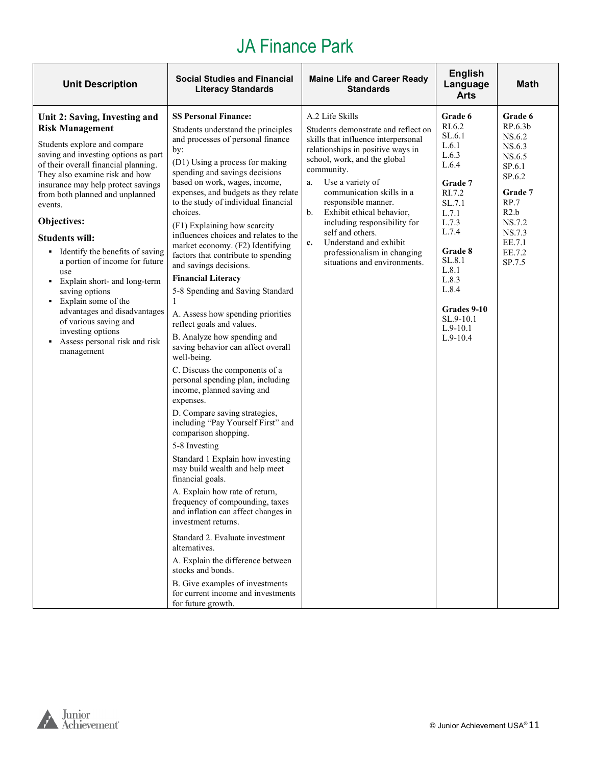# JA Finance Park

| Unit Description | Social Studies and Financial Literacy Standards | Maine Life and Career Ready Standards | English Language Arts | Math |
|---|---|---|---|---|
| **Unit 2: Saving, Investing and Risk Management**<br><br>Students explore and compare saving and investing options as part of their overall financial planning. They also examine risk and how insurance may help protect savings from both planned and unplanned events.<br><br>**Objectives:**<br><br>**Students will:**<br>▪ Identify the benefits of saving a portion of income for future use<br>▪ Explain short- and long-term saving options<br>▪ Explain some of the advantages and disadvantages of various saving and investing options<br>▪ Assess personal risk and risk management | **SS Personal Finance:**<br>Students understand the principles and processes of personal finance by:<br>(D1) Using a process for making spending and savings decisions based on work, wages, income, expenses, and budgets as they relate to the study of individual financial choices.<br>(F1) Explaining how scarcity influences choices and relates to the market economy. (F2) Identifying factors that contribute to spending and savings decisions.<br>**Financial Literacy**<br>5-8 Spending and Saving Standard 1<br>A. Assess how spending priorities reflect goals and values.<br>B. Analyze how spending and saving behavior can affect overall well-being.<br>C. Discuss the components of a personal spending plan, including income, planned saving and expenses.<br>D. Compare saving strategies, including "Pay Yourself First" and comparison shopping.<br>5-8 Investing<br>Standard 1 Explain how investing may build wealth and help meet financial goals.<br>A. Explain how rate of return, frequency of compounding, taxes and inflation can affect changes in investment returns.<br>Standard 2. Evaluate investment alternatives.<br>A. Explain the difference between stocks and bonds.<br>B. Give examples of investments for current income and investments for future growth. | A.2 Life Skills<br>Students demonstrate and reflect on skills that influence interpersonal relationships in positive ways in school, work, and the global community.<br>a. Use a variety of communication skills in a responsible manner.<br>b. Exhibit ethical behavior, including responsibility for self and others.<br>c. Understand and exhibit professionalism in changing situations and environments. | **Grade 6**<br>RI.6.2<br>SL.6.1<br>L.6.1<br>L.6.3<br>L.6.4<br><br>**Grade 7**<br>RI.7.2<br>SL.7.1<br>L.7.1<br>L.7.3<br>L.7.4<br><br>**Grade 8**<br>SL.8.1<br>L.8.1<br>L.8.3<br>L.8.4<br><br>**Grades 9-10**<br>SL.9-10.1<br>L.9-10.1<br>L.9-10.4 | **Grade 6**<br>RP.6.3b<br>NS.6.2<br>NS.6.3<br>NS.6.5<br>SP.6.1<br>SP.6.2<br><br>**Grade 7**<br>RP.7<br>R2.b<br>NS.7.2<br>NS.7.3<br>EE.7.1<br>EE.7.2<br>SP.7.5 |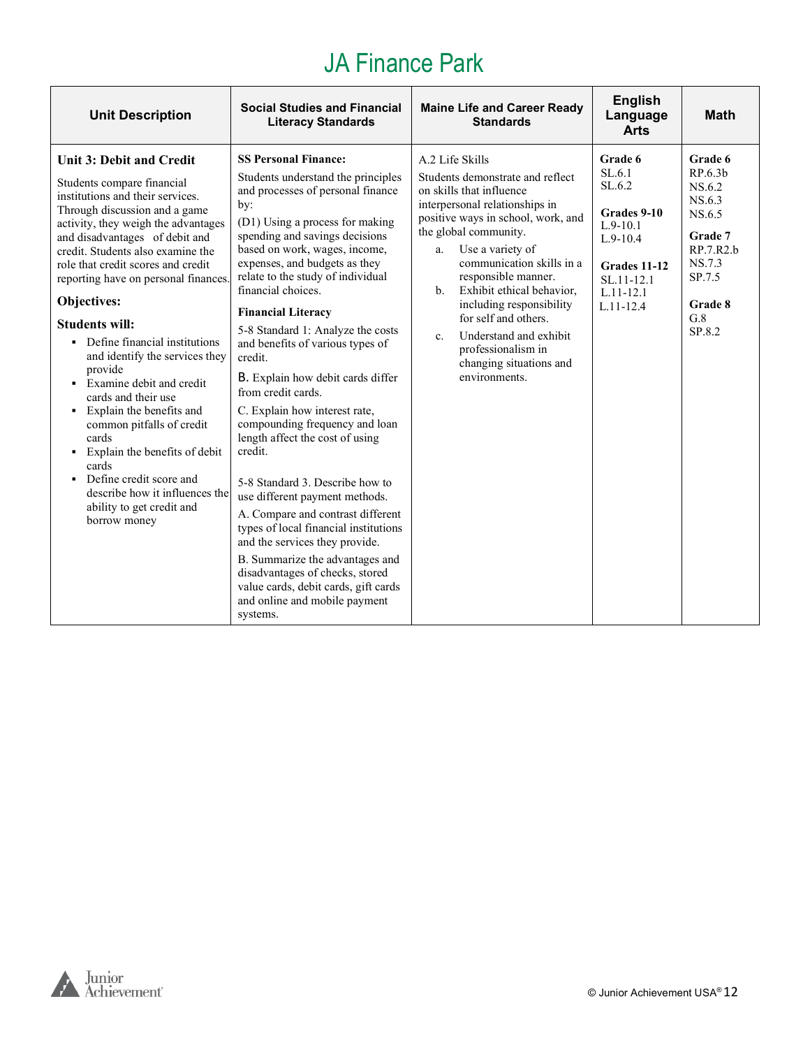# JA Finance Park

| Unit Description | Social Studies and Financial Literacy Standards | Maine Life and Career Ready Standards | English Language Arts | Math |
|---|---|---|---|---|
| **Unit 3: Debit and Credit**<br><br>Students compare financial institutions and their services. Through discussion and a game activity, they weigh the advantages and disadvantages of debit and credit. Students also examine the role that credit scores and credit reporting have on personal finances.<br><br>**Objectives:**<br><br>**Students will:**<br>▪ Define financial institutions and identify the services they provide<br>▪ Examine debit and credit cards and their use<br>▪ Explain the benefits and common pitfalls of credit cards<br>▪ Explain the benefits of debit cards<br>▪ Define credit score and describe how it influences the ability to get credit and borrow money | **SS Personal Finance:**<br>Students understand the principles and processes of personal finance by:<br>(D1) Using a process for making spending and savings decisions based on work, wages, income, expenses, and budgets as they relate to the study of individual financial choices.<br><br>**Financial Literacy**<br>5-8 Standard 1: Analyze the costs and benefits of various types of credit.<br>B. Explain how debit cards differ from credit cards.<br>C. Explain how interest rate, compounding frequency and loan length affect the cost of using credit.<br><br>5-8 Standard 3. Describe how to use different payment methods.<br>A. Compare and contrast different types of local financial institutions and the services they provide.<br>B. Summarize the advantages and disadvantages of checks, stored value cards, debit cards, gift cards and online and mobile payment systems. | A.2 Life Skills<br>Students demonstrate and reflect on skills that influence interpersonal relationships in positive ways in school, work, and the global community.<br>a. Use a variety of communication skills in a responsible manner.<br>b. Exhibit ethical behavior, including responsibility for self and others.<br>c. Understand and exhibit professionalism in changing situations and environments. | **Grade 6**<br>SL.6.1<br>SL.6.2<br><br>**Grades 9-10**<br>L.9-10.1<br>L.9-10.4<br><br>**Grades 11-12**<br>SL.11-12.1<br>L.11-12.1<br>L.11-12.4 | **Grade 6**<br>RP.6.3b<br>NS.6.2<br>NS.6.3<br>NS.6.5<br><br>**Grade 7**<br>RP.7.R2.b<br>NS.7.3<br>SP.7.5<br><br>**Grade 8**<br>G.8<br>SP.8.2 |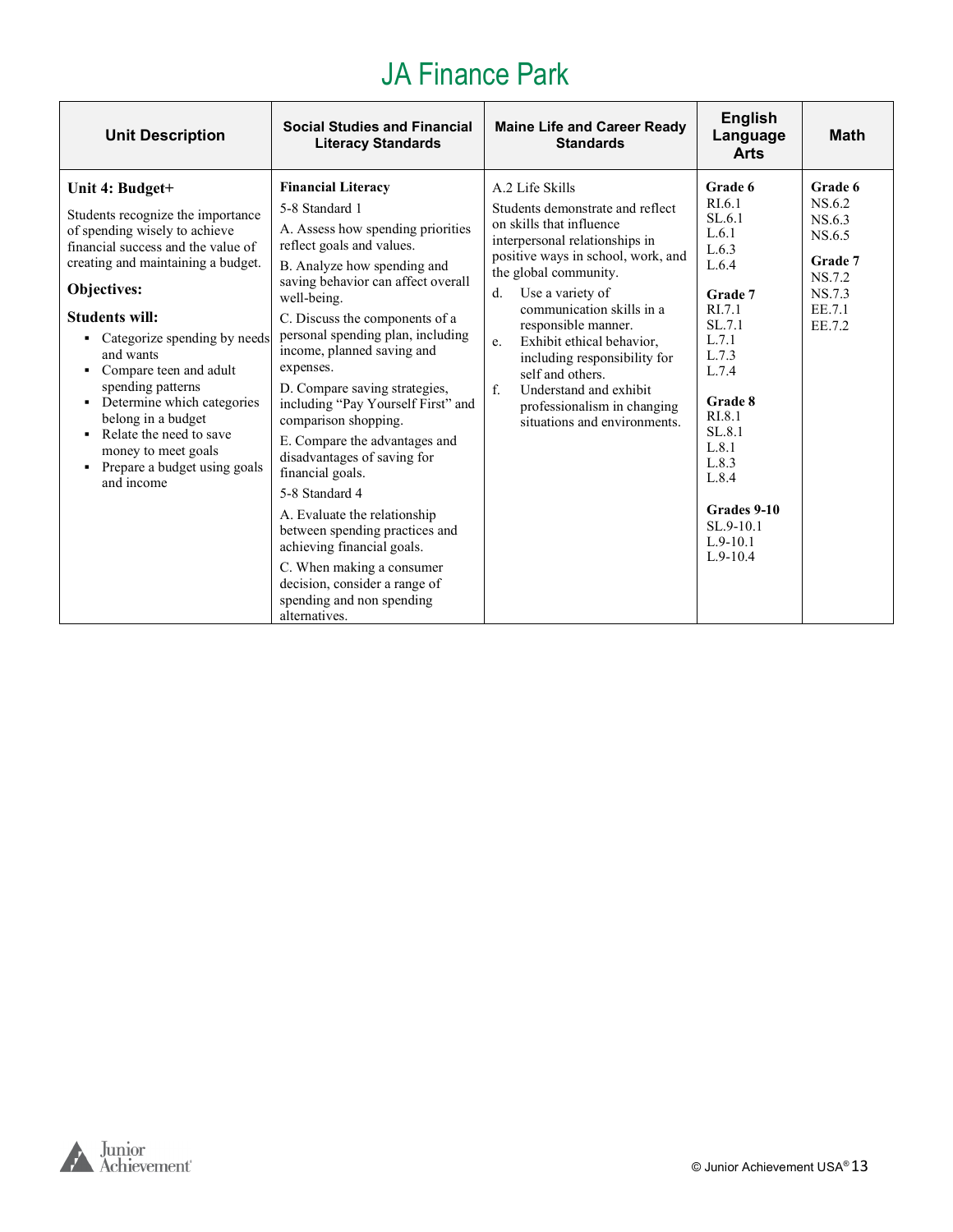# JA Finance Park

| Unit Description | Social Studies and Financial Literacy Standards | Maine Life and Career Ready Standards | English Language Arts | Math |
|---|---|---|---|---|
| **Unit 4: Budget+**<br><br>Students recognize the importance of spending wisely to achieve financial success and the value of creating and maintaining a budget.<br><br>**Objectives:**<br><br>**Students will:**<br>▪ Categorize spending by needs and wants<br>▪ Compare teen and adult spending patterns<br>▪ Determine which categories belong in a budget<br>▪ Relate the need to save money to meet goals<br>▪ Prepare a budget using goals and income | **Financial Literacy**<br>5-8 Standard 1<br>A. Assess how spending priorities reflect goals and values.<br>B. Analyze how spending and saving behavior can affect overall well-being.<br>C. Discuss the components of a personal spending plan, including income, planned saving and expenses.<br>D. Compare saving strategies, including "Pay Yourself First" and comparison shopping.<br>E. Compare the advantages and disadvantages of saving for financial goals.<br>5-8 Standard 4<br>A. Evaluate the relationship between spending practices and achieving financial goals.<br>C. When making a consumer decision, consider a range of spending and non spending alternatives. | A.2 Life Skills<br>Students demonstrate and reflect on skills that influence interpersonal relationships in positive ways in school, work, and the global community.<br>d. Use a variety of communication skills in a responsible manner.<br>e. Exhibit ethical behavior, including responsibility for self and others.<br>f. Understand and exhibit professionalism in changing situations and environments. | **Grade 6**<br>RI.6.1<br>SL.6.1<br>L.6.1<br>L.6.3<br>L.6.4<br><br>**Grade 7**<br>RI.7.1<br>SL.7.1<br>L.7.1<br>L.7.3<br>L.7.4<br><br>**Grade 8**<br>RI.8.1<br>SL.8.1<br>L.8.1<br>L.8.3<br>L.8.4<br><br>**Grades 9-10**<br>SL.9-10.1<br>L.9-10.1<br>L.9-10.4 | **Grade 6**<br>NS.6.2<br>NS.6.3<br>NS.6.5<br><br>**Grade 7**<br>NS.7.2<br>NS.7.3<br>EE.7.1<br>EE.7.2 |

© Junior Achievement USA®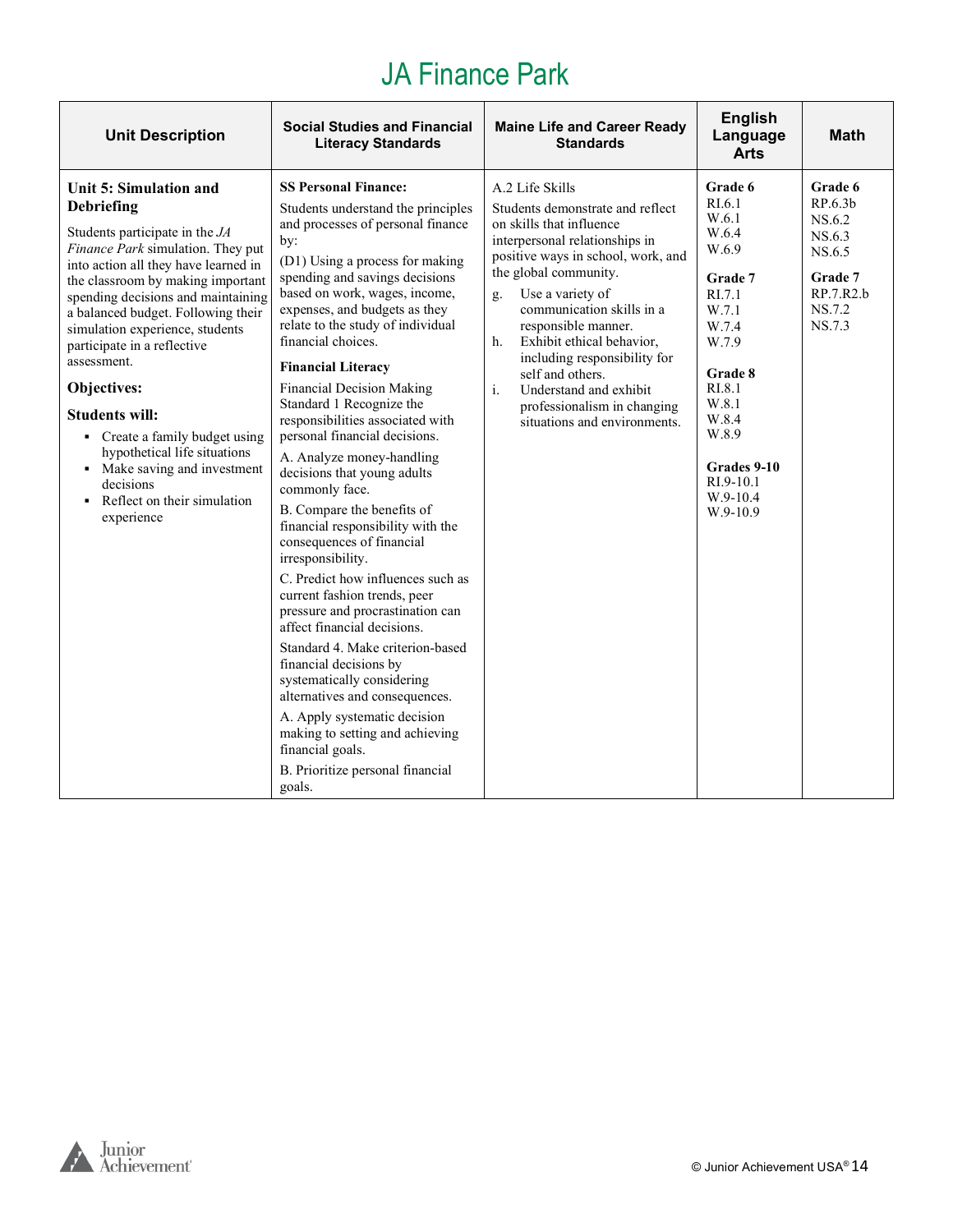# JA Finance Park

| Unit Description | Social Studies and Financial Literacy Standards | Maine Life and Career Ready Standards | English Language Arts | Math |
|---|---|---|---|---|
| **Unit 5: Simulation and Debriefing**<br>Students participate in the *JA Finance Park* simulation. They put into action all they have learned in the classroom by making important spending decisions and maintaining a balanced budget. Following their simulation experience, students participate in a reflective assessment.<br>**Objectives:**<br>**Students will:**<br>▪ Create a family budget using hypothetical life situations<br>▪ Make saving and investment decisions<br>▪ Reflect on their simulation experience | **SS Personal Finance:**<br>Students understand the principles and processes of personal finance by:<br>(D1) Using a process for making spending and savings decisions based on work, wages, income, expenses, and budgets as they relate to the study of individual financial choices.<br>**Financial Literacy**<br>Financial Decision Making Standard 1 Recognize the responsibilities associated with personal financial decisions.<br>A. Analyze money-handling decisions that young adults commonly face.<br>B. Compare the benefits of financial responsibility with the consequences of financial irresponsibility.<br>C. Predict how influences such as current fashion trends, peer pressure and procrastination can affect financial decisions.<br>Standard 4. Make criterion-based financial decisions by systematically considering alternatives and consequences.<br>A. Apply systematic decision making to setting and achieving financial goals.<br>B. Prioritize personal financial goals. | A.2 Life Skills<br>Students demonstrate and reflect on skills that influence interpersonal relationships in positive ways in school, work, and the global community.<br>g. Use a variety of communication skills in a responsible manner.<br>h. Exhibit ethical behavior, including responsibility for self and others.<br>i. Understand and exhibit professionalism in changing situations and environments. | **Grade 6**<br>RI.6.1<br>W.6.1<br>W.6.4<br>W.6.9<br>**Grade 7**<br>RI.7.1<br>W.7.1<br>W.7.4<br>W.7.9<br>**Grade 8**<br>RI.8.1<br>W.8.1<br>W.8.4<br>W.8.9<br>**Grades 9-10**<br>RI.9-10.1<br>W.9-10.4<br>W.9-10.9 | **Grade 6**<br>RP.6.3b<br>NS.6.2<br>NS.6.3<br>NS.6.5<br>**Grade 7**<br>RP.7.R2.b<br>NS.7.2<br>NS.7.3 |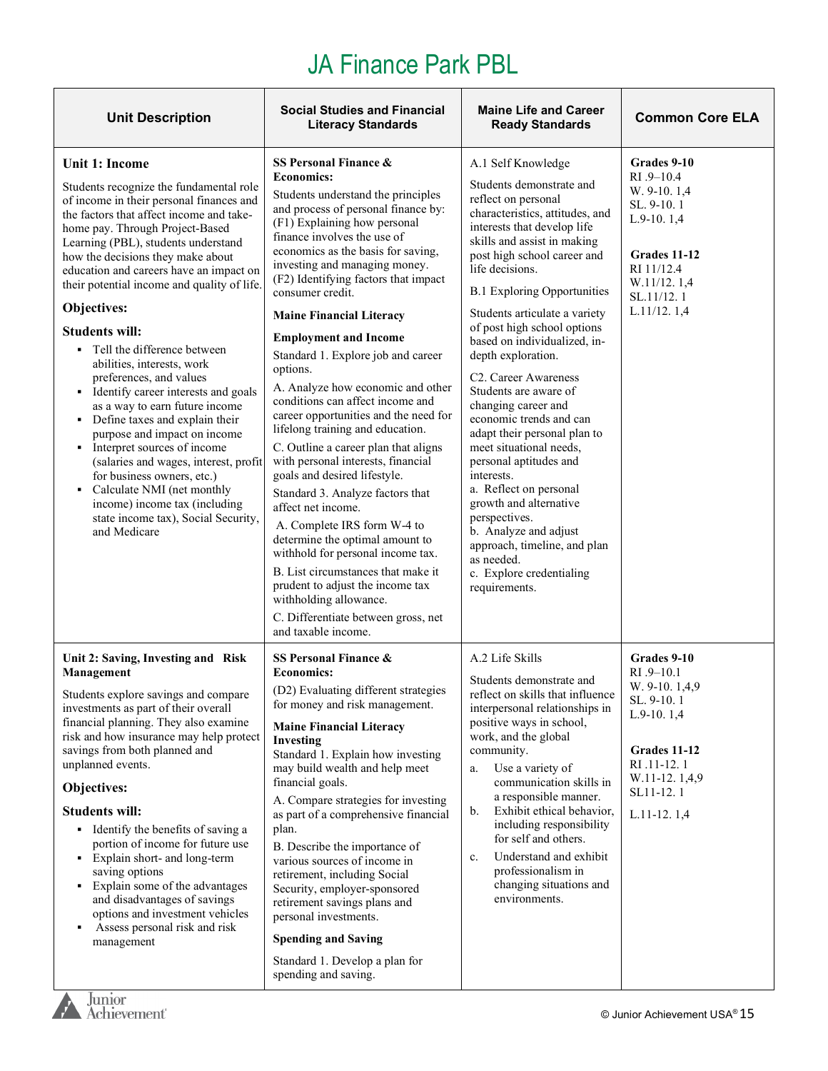# JA Finance Park PBL

| Unit Description | Social Studies and Financial Literacy Standards | Maine Life and Career Ready Standards | Common Core ELA |
|---|---|---|---|
| **Unit 1: Income**<br><br>Students recognize the fundamental role of income in their personal finances and the factors that affect income and take-home pay. Through Project-Based Learning (PBL), students understand how the decisions they make about education and careers have an impact on their potential income and quality of life.<br><br>**Objectives:**<br><br>**Students will:**<br>▪ Tell the difference between abilities, interests, work preferences, and values<br>▪ Identify career interests and goals as a way to earn future income<br>▪ Define taxes and explain their purpose and impact on income<br>▪ Interpret sources of income (salaries and wages, interest, profit for business owners, etc.)<br>▪ Calculate NMI (net monthly income) income tax (including state income tax), Social Security, and Medicare | **SS Personal Finance & Economics:**<br>Students understand the principles and process of personal finance by: (F1) Explaining how personal finance involves the use of economics as the basis for saving, investing and managing money. (F2) Identifying factors that impact consumer credit.<br><br>**Maine Financial Literacy**<br><br>**Employment and Income**<br>Standard 1. Explore job and career options.<br>A. Analyze how economic and other conditions can affect income and career opportunities and the need for lifelong training and education.<br>C. Outline a career plan that aligns with personal interests, financial goals and desired lifestyle.<br>Standard 3. Analyze factors that affect net income.<br>A. Complete IRS form W-4 to determine the optimal amount to withhold for personal income tax.<br>B. List circumstances that make it prudent to adjust the income tax withholding allowance.<br>C. Differentiate between gross, net and taxable income. | A.1 Self Knowledge<br><br>Students demonstrate and reflect on personal characteristics, attitudes, and interests that develop life skills and assist in making post high school career and life decisions.<br><br>B.1 Exploring Opportunities<br><br>Students articulate a variety of post high school options based on individualized, in-depth exploration.<br><br>C2. Career Awareness<br>Students are aware of changing career and economic trends and can adapt their personal plan to meet situational needs, personal aptitudes and interests.<br>a. Reflect on personal growth and alternative perspectives.<br>b. Analyze and adjust approach, timeline, and plan as needed.<br>c. Explore credentialing requirements. | **Grades 9-10**<br>RI .9–10.4<br>W. 9-10. 1,4<br>SL. 9-10. 1<br>L.9-10. 1,4<br><br>**Grades 11-12**<br>RI 11/12.4<br>W.11/12. 1,4<br>SL.11/12. 1<br>L.11/12. 1,4 |
| **Unit 2: Saving, Investing and Risk Management**<br><br>Students explore savings and compare investments as part of their overall financial planning. They also examine risk and how insurance may help protect savings from both planned and unplanned events.<br><br>**Objectives:**<br><br>**Students will:**<br>▪ Identify the benefits of saving a portion of income for future use<br>▪ Explain short- and long-term saving options<br>▪ Explain some of the advantages and disadvantages of savings options and investment vehicles<br>▪ Assess personal risk and risk management | **SS Personal Finance & Economics:**<br>(D2) Evaluating different strategies for money and risk management.<br><br>**Maine Financial Literacy**<br>**Investing**<br>Standard 1. Explain how investing may build wealth and help meet financial goals.<br>A. Compare strategies for investing as part of a comprehensive financial plan.<br>B. Describe the importance of various sources of income in retirement, including Social Security, employer-sponsored retirement savings plans and personal investments.<br><br>**Spending and Saving**<br>Standard 1. Develop a plan for spending and saving. | A.2 Life Skills<br><br>Students demonstrate and reflect on skills that influence interpersonal relationships in positive ways in school, work, and the global community.<br>a. Use a variety of communication skills in a responsible manner.<br>b. Exhibit ethical behavior, including responsibility for self and others.<br>c. Understand and exhibit professionalism in changing situations and environments. | **Grades 9-10**<br>RI .9–10.1<br>W. 9-10. 1,4,9<br>SL. 9-10. 1<br>L.9-10. 1,4<br><br>**Grades 11-12**<br>RI .11-12. 1<br>W.11-12. 1,4,9<br>SL11-12. 1<br>L.11-12. 1,4 |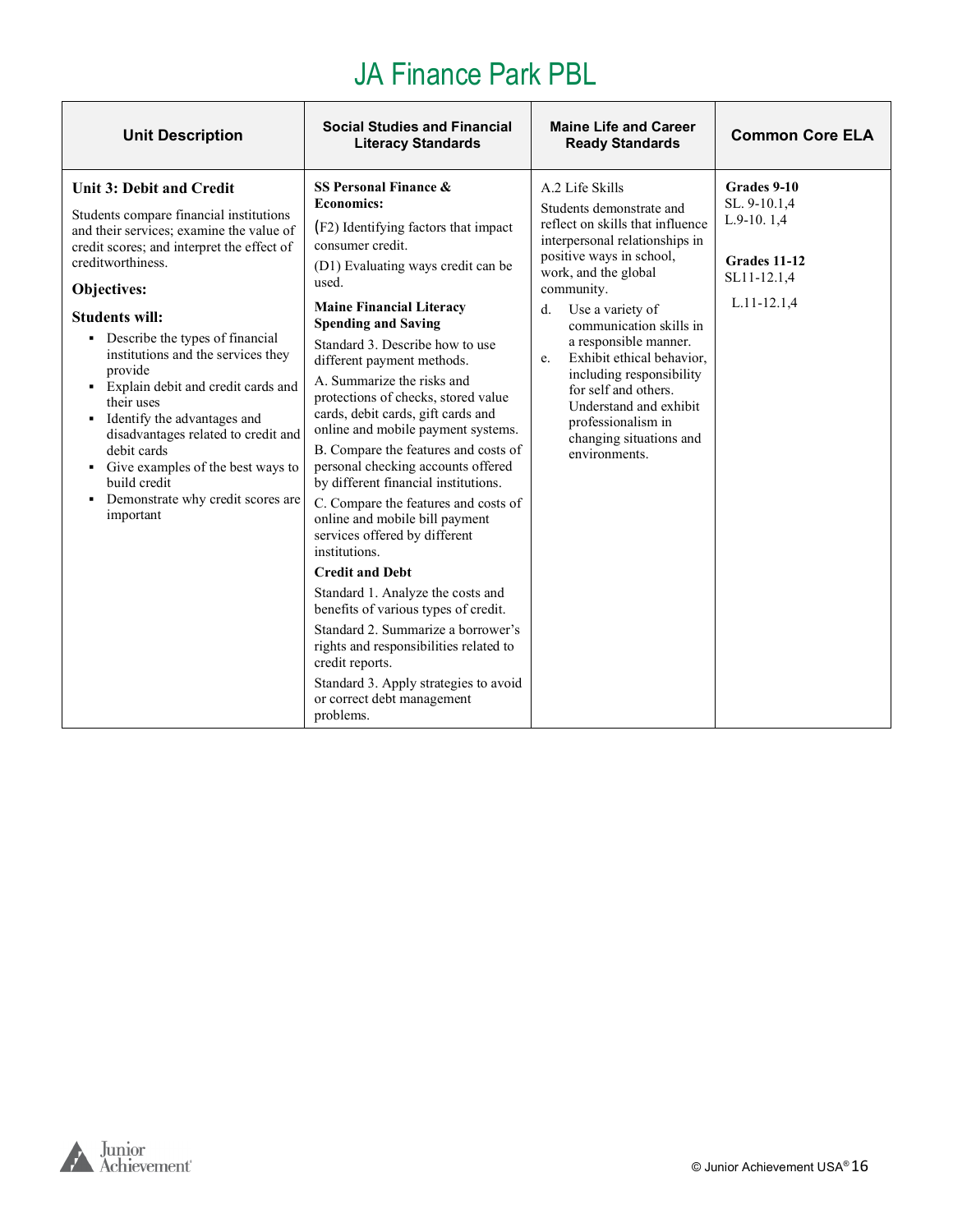# JA Finance Park PBL

| Unit Description | Social Studies and Financial Literacy Standards | Maine Life and Career Ready Standards | Common Core ELA |
|---|---|---|---|
| **Unit 3: Debit and Credit**<br><br>Students compare financial institutions and their services; examine the value of credit scores; and interpret the effect of creditworthiness.<br><br>**Objectives:**<br><br>**Students will:**<br>▪ Describe the types of financial institutions and the services they provide<br>▪ Explain debit and credit cards and their uses<br>▪ Identify the advantages and disadvantages related to credit and debit cards<br>▪ Give examples of the best ways to build credit<br>▪ Demonstrate why credit scores are important | **SS Personal Finance & Economics:**<br><br>(F2) Identifying factors that impact consumer credit.<br><br>(D1) Evaluating ways credit can be used.<br><br>**Maine Financial Literacy Spending and Saving**<br><br>Standard 3. Describe how to use different payment methods.<br><br>A. Summarize the risks and protections of checks, stored value cards, debit cards, gift cards and online and mobile payment systems.<br><br>B. Compare the features and costs of personal checking accounts offered by different financial institutions.<br><br>C. Compare the features and costs of online and mobile bill payment services offered by different institutions.<br><br>**Credit and Debt**<br><br>Standard 1. Analyze the costs and benefits of various types of credit.<br><br>Standard 2. Summarize a borrower's rights and responsibilities related to credit reports.<br><br>Standard 3. Apply strategies to avoid or correct debt management problems. | A.2 Life Skills<br><br>Students demonstrate and reflect on skills that influence interpersonal relationships in positive ways in school, work, and the global community.<br><br>d. Use a variety of communication skills in a responsible manner.<br><br>e. Exhibit ethical behavior, including responsibility for self and others. Understand and exhibit professionalism in changing situations and environments. | **Grades 9-10**<br>SL. 9-10.1,4<br>L.9-10. 1,4<br><br>**Grades 11-12**<br>SL11-12.1,4<br><br>L.11-12.1,4 |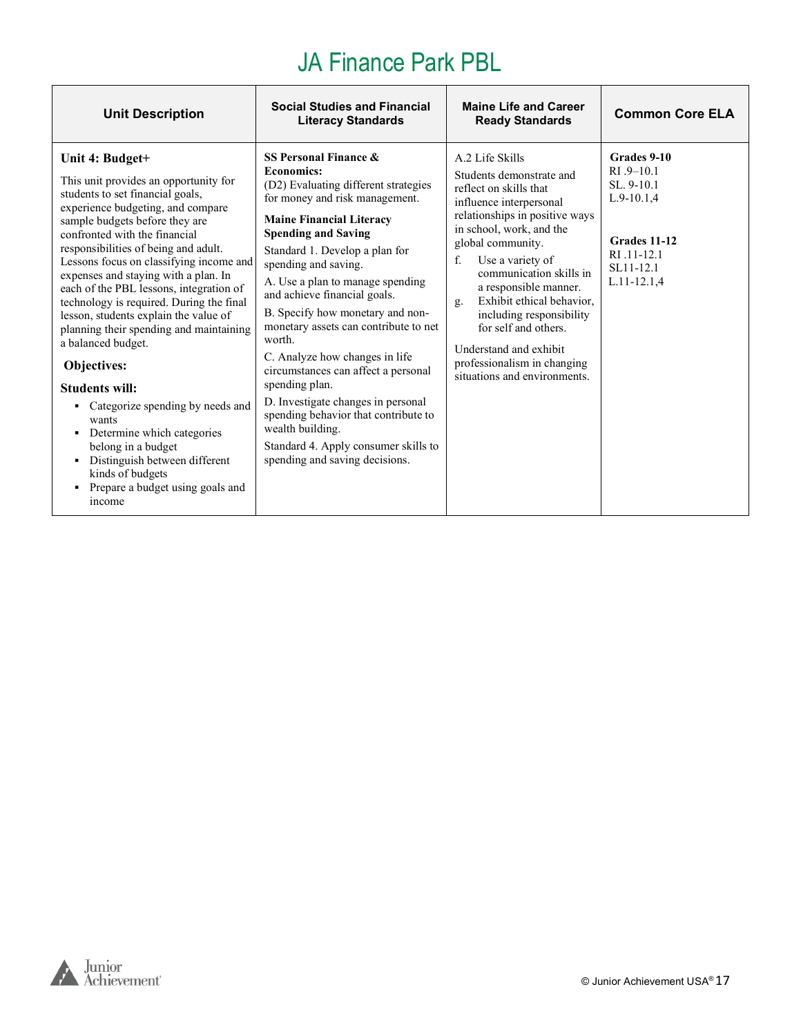# JA Finance Park PBL

| Unit Description | Social Studies and Financial Literacy Standards | Maine Life and Career Ready Standards | Common Core ELA |
|---|---|---|---|
| **Unit 4: Budget+**<br><br>This unit provides an opportunity for students to set financial goals, experience budgeting, and compare sample budgets before they are confronted with the financial responsibilities of being and adult. Lessons focus on classifying income and expenses and staying with a plan. In each of the PBL lessons, integration of technology is required. During the final lesson, students explain the value of planning their spending and maintaining a balanced budget.<br><br>**Objectives:**<br><br>**Students will:**<br>▪ Categorize spending by needs and wants<br>▪ Determine which categories belong in a budget<br>▪ Distinguish between different kinds of budgets<br>▪ Prepare a budget using goals and income | **SS Personal Finance & Economics:**<br>(D2) Evaluating different strategies for money and risk management.<br><br>**Maine Financial Literacy Spending and Saving**<br><br>Standard 1. Develop a plan for spending and saving.<br><br>A. Use a plan to manage spending and achieve financial goals.<br><br>B. Specify how monetary and non-monetary assets can contribute to net worth.<br><br>C. Analyze how changes in life circumstances can affect a personal spending plan.<br><br>D. Investigate changes in personal spending behavior that contribute to wealth building.<br><br>Standard 4. Apply consumer skills to spending and saving decisions. | A.2 Life Skills<br><br>Students demonstrate and reflect on skills that influence interpersonal relationships in positive ways in school, work, and the global community.<br><br>f. Use a variety of communication skills in a responsible manner.<br><br>g. Exhibit ethical behavior, including responsibility for self and others.<br><br>Understand and exhibit professionalism in changing situations and environments. | **Grades 9-10**<br>RI .9–10.1<br>SL. 9-10.1<br>L.9-10.1,4<br><br>**Grades 11-12**<br>RI .11-12.1<br>SL11-12.1<br>L.11-12.1,4 |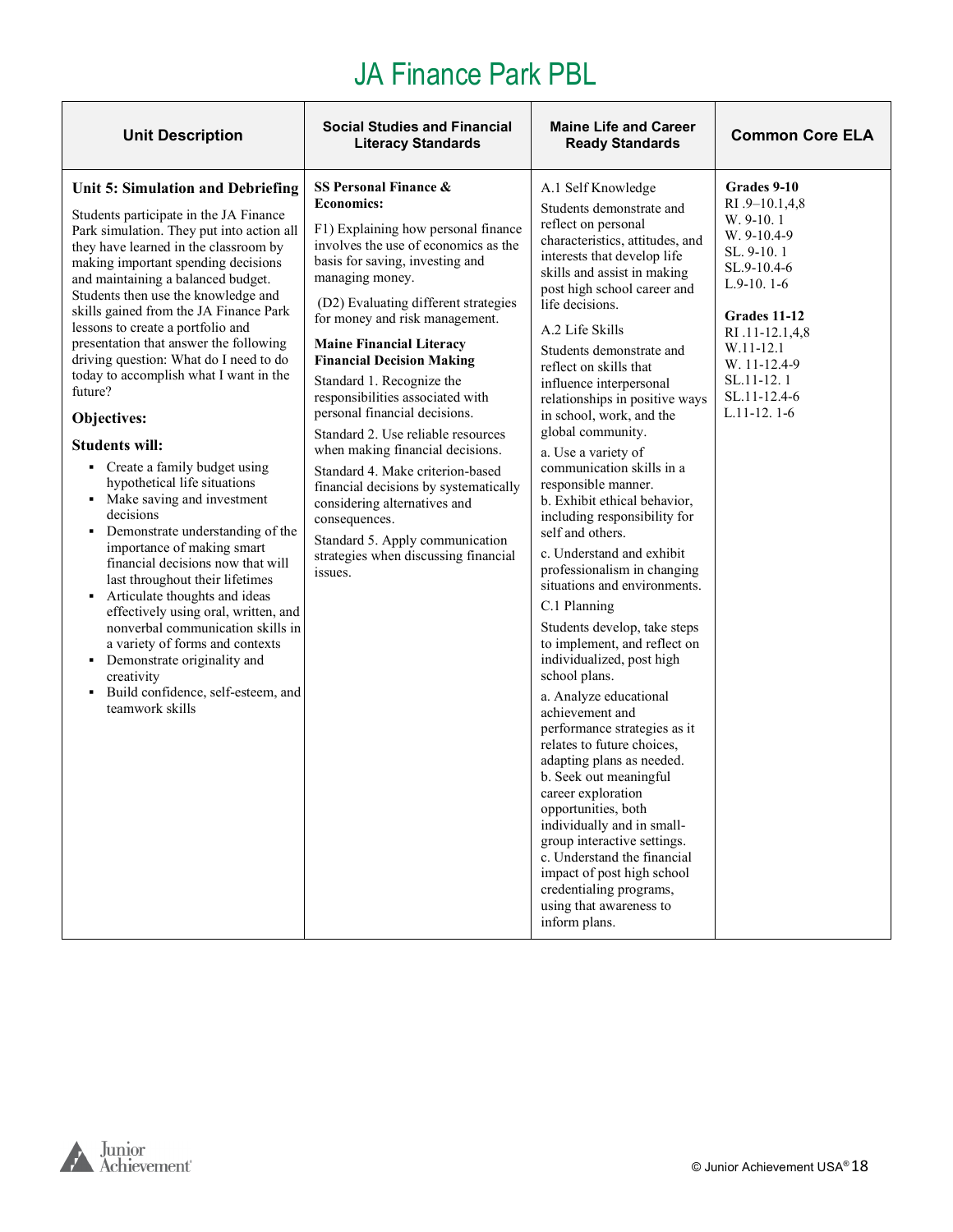# JA Finance Park PBL

| Unit Description | Social Studies and Financial Literacy Standards | Maine Life and Career Ready Standards | Common Core ELA |
|---|---|---|---|
| **Unit 5: Simulation and Debriefing**<br><br>Students participate in the JA Finance Park simulation. They put into action all they have learned in the classroom by making important spending decisions and maintaining a balanced budget. Students then use the knowledge and skills gained from the JA Finance Park lessons to create a portfolio and presentation that answer the following driving question: What do I need to do today to accomplish what I want in the future?<br><br>**Objectives:**<br><br>**Students will:**<br>▪ Create a family budget using hypothetical life situations<br>▪ Make saving and investment decisions<br>▪ Demonstrate understanding of the importance of making smart financial decisions now that will last throughout their lifetimes<br>▪ Articulate thoughts and ideas effectively using oral, written, and nonverbal communication skills in a variety of forms and contexts<br>▪ Demonstrate originality and creativity<br>▪ Build confidence, self-esteem, and teamwork skills | **SS Personal Finance & Economics:**<br><br>F1) Explaining how personal finance involves the use of economics as the basis for saving, investing and managing money.<br><br>(D2) Evaluating different strategies for money and risk management.<br><br>**Maine Financial Literacy Financial Decision Making**<br><br>Standard 1. Recognize the responsibilities associated with personal financial decisions.<br><br>Standard 2. Use reliable resources when making financial decisions.<br><br>Standard 4. Make criterion-based financial decisions by systematically considering alternatives and consequences.<br><br>Standard 5. Apply communication strategies when discussing financial issues. | A.1 Self Knowledge<br><br>Students demonstrate and reflect on personal characteristics, attitudes, and interests that develop life skills and assist in making post high school career and life decisions.<br><br>A.2 Life Skills<br><br>Students demonstrate and reflect on skills that influence interpersonal relationships in positive ways in school, work, and the global community.<br><br>a. Use a variety of communication skills in a responsible manner.<br>b. Exhibit ethical behavior, including responsibility for self and others.<br><br>c. Understand and exhibit professionalism in changing situations and environments.<br><br>C.1 Planning<br><br>Students develop, take steps to implement, and reflect on individualized, post high school plans.<br><br>a. Analyze educational achievement and performance strategies as it relates to future choices, adapting plans as needed.<br>b. Seek out meaningful career exploration opportunities, both individually and in small-group interactive settings.<br>c. Understand the financial impact of post high school credentialing programs, using that awareness to inform plans. | **Grades 9-10**<br>RI .9–10.1,4,8<br>W. 9-10. 1<br>W. 9-10.4-9<br>SL. 9-10. 1<br>SL.9-10.4-6<br>L.9-10. 1-6<br><br>**Grades 11-12**<br>RI .11-12.1,4,8<br>W.11-12.1<br>W. 11-12.4-9<br>SL.11-12. 1<br>SL.11-12.4-6<br>L.11-12. 1-6 |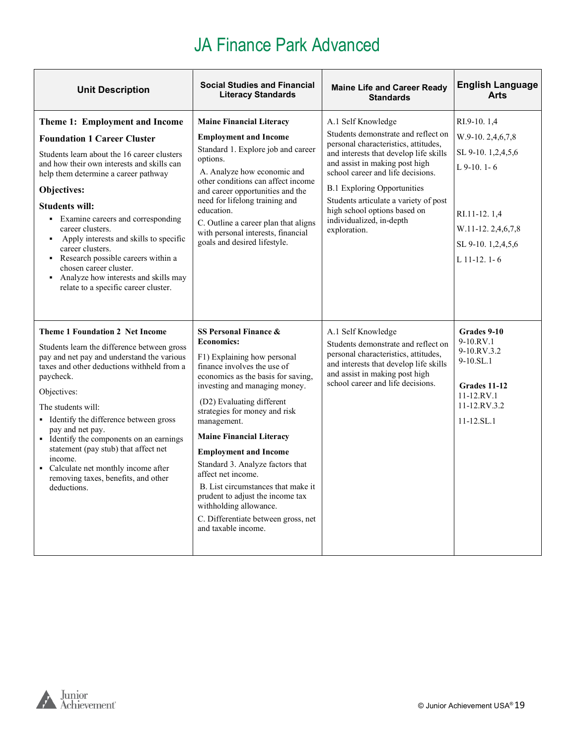# JA Finance Park Advanced

| Unit Description | Social Studies and Financial Literacy Standards | Maine Life and Career Ready Standards | English Language Arts |
|---|---|---|---|
| **Theme 1: Employment and Income**<br>**Foundation 1 Career Cluster**<br>Students learn about the 16 career clusters and how their own interests and skills can help them determine a career pathway<br>**Objectives:**<br>**Students will:**<br>▪ Examine careers and corresponding career clusters.<br>▪ Apply interests and skills to specific career clusters.<br>▪ Research possible careers within a chosen career cluster.<br>▪ Analyze how interests and skills may relate to a specific career cluster. | **Maine Financial Literacy**<br>**Employment and Income**<br>Standard 1. Explore job and career options.<br>A. Analyze how economic and other conditions can affect income and career opportunities and the need for lifelong training and education.<br>C. Outline a career plan that aligns with personal interests, financial goals and desired lifestyle. | A.1 Self Knowledge<br>Students demonstrate and reflect on personal characteristics, attitudes, and interests that develop life skills and assist in making post high school career and life decisions.<br>B.1 Exploring Opportunities<br>Students articulate a variety of post high school options based on individualized, in-depth exploration. | RI.9-10. 1,4<br>W.9-10. 2,4,6,7,8<br>SL 9-10. 1,2,4,5,6<br>L 9-10. 1- 6<br><br>RI.11-12. 1,4<br>W.11-12. 2,4,6,7,8<br>SL 9-10. 1,2,4,5,6<br>L 11-12. 1- 6 |
| **Theme 1 Foundation 2 Net Income**<br>Students learn the difference between gross pay and net pay and understand the various taxes and other deductions withheld from a paycheck.<br>Objectives:<br>The students will:<br>▪ Identify the difference between gross pay and net pay.<br>▪ Identify the components on an earnings statement (pay stub) that affect net income.<br>▪ Calculate net monthly income after removing taxes, benefits, and other deductions. | **SS Personal Finance & Economics:**<br>F1) Explaining how personal finance involves the use of economics as the basis for saving, investing and managing money.<br>(D2) Evaluating different strategies for money and risk management.<br>**Maine Financial Literacy**<br>**Employment and Income**<br>Standard 3. Analyze factors that affect net income.<br>B. List circumstances that make it prudent to adjust the income tax withholding allowance.<br>C. Differentiate between gross, net and taxable income. | A.1 Self Knowledge<br>Students demonstrate and reflect on personal characteristics, attitudes, and interests that develop life skills and assist in making post high school career and life decisions. | **Grades 9-10**<br>9-10.RV.1<br>9-10.RV.3.2<br>9-10.SL.1<br><br>**Grades 11-12**<br>11-12.RV.1<br>11-12.RV.3.2<br>11-12.SL.1 |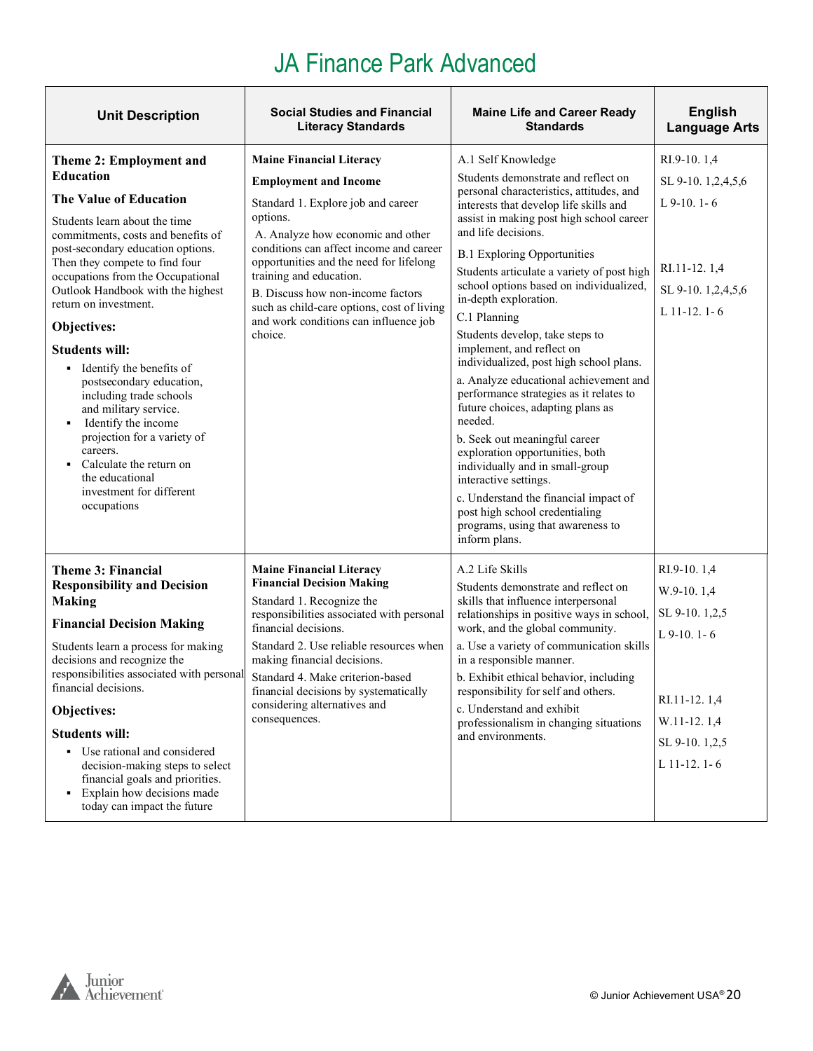# JA Finance Park Advanced

| Unit Description | Social Studies and Financial Literacy Standards | Maine Life and Career Ready Standards | English Language Arts |
|---|---|---|---|
| **Theme 2: Employment and Education**<br><br>**The Value of Education**<br><br>Students learn about the time commitments, costs and benefits of post-secondary education options. Then they compete to find four occupations from the Occupational Outlook Handbook with the highest return on investment.<br><br>**Objectives:**<br><br>**Students will:**<br>▪ Identify the benefits of postsecondary education, including trade schools and military service.<br>▪ Identify the income projection for a variety of careers.<br>▪ Calculate the return on the educational investment for different occupations | **Maine Financial Literacy**<br><br>**Employment and Income**<br><br>Standard 1. Explore job and career options.<br>A. Analyze how economic and other conditions can affect income and career opportunities and the need for lifelong training and education.<br>B. Discuss how non-income factors such as child-care options, cost of living and work conditions can influence job choice. | A.1 Self Knowledge<br>Students demonstrate and reflect on personal characteristics, attitudes, and interests that develop life skills and assist in making post high school career and life decisions.<br><br>B.1 Exploring Opportunities<br>Students articulate a variety of post high school options based on individualized, in-depth exploration.<br><br>C.1 Planning<br>Students develop, take steps to implement, and reflect on individualized, post high school plans.<br>a. Analyze educational achievement and performance strategies as it relates to future choices, adapting plans as needed.<br>b. Seek out meaningful career exploration opportunities, both individually and in small-group interactive settings.<br>c. Understand the financial impact of post high school credentialing programs, using that awareness to inform plans. | RI.9-10. 1,4<br>SL 9-10. 1,2,4,5,6<br>L 9-10. 1- 6<br><br>RI.11-12. 1,4<br>SL 9-10. 1,2,4,5,6<br>L 11-12. 1- 6 |
| **Theme 3: Financial Responsibility and Decision Making**<br><br>**Financial Decision Making**<br><br>Students learn a process for making decisions and recognize the responsibilities associated with personal financial decisions.<br><br>**Objectives:**<br><br>**Students will:**<br>▪ Use rational and considered decision-making steps to select financial goals and priorities.<br>▪ Explain how decisions made today can impact the future | **Maine Financial Literacy**<br>**Financial Decision Making**<br><br>Standard 1. Recognize the responsibilities associated with personal financial decisions.<br>Standard 2. Use reliable resources when making financial decisions.<br>Standard 4. Make criterion-based financial decisions by systematically considering alternatives and consequences. | A.2 Life Skills<br>Students demonstrate and reflect on skills that influence interpersonal relationships in positive ways in school, work, and the global community.<br>a. Use a variety of communication skills in a responsible manner.<br>b. Exhibit ethical behavior, including responsibility for self and others.<br>c. Understand and exhibit professionalism in changing situations and environments. | RI.9-10. 1,4<br>W.9-10. 1,4<br>SL 9-10. 1,2,5<br>L 9-10. 1- 6<br><br>RI.11-12. 1,4<br>W.11-12. 1,4<br>SL 9-10. 1,2,5<br>L 11-12. 1- 6 |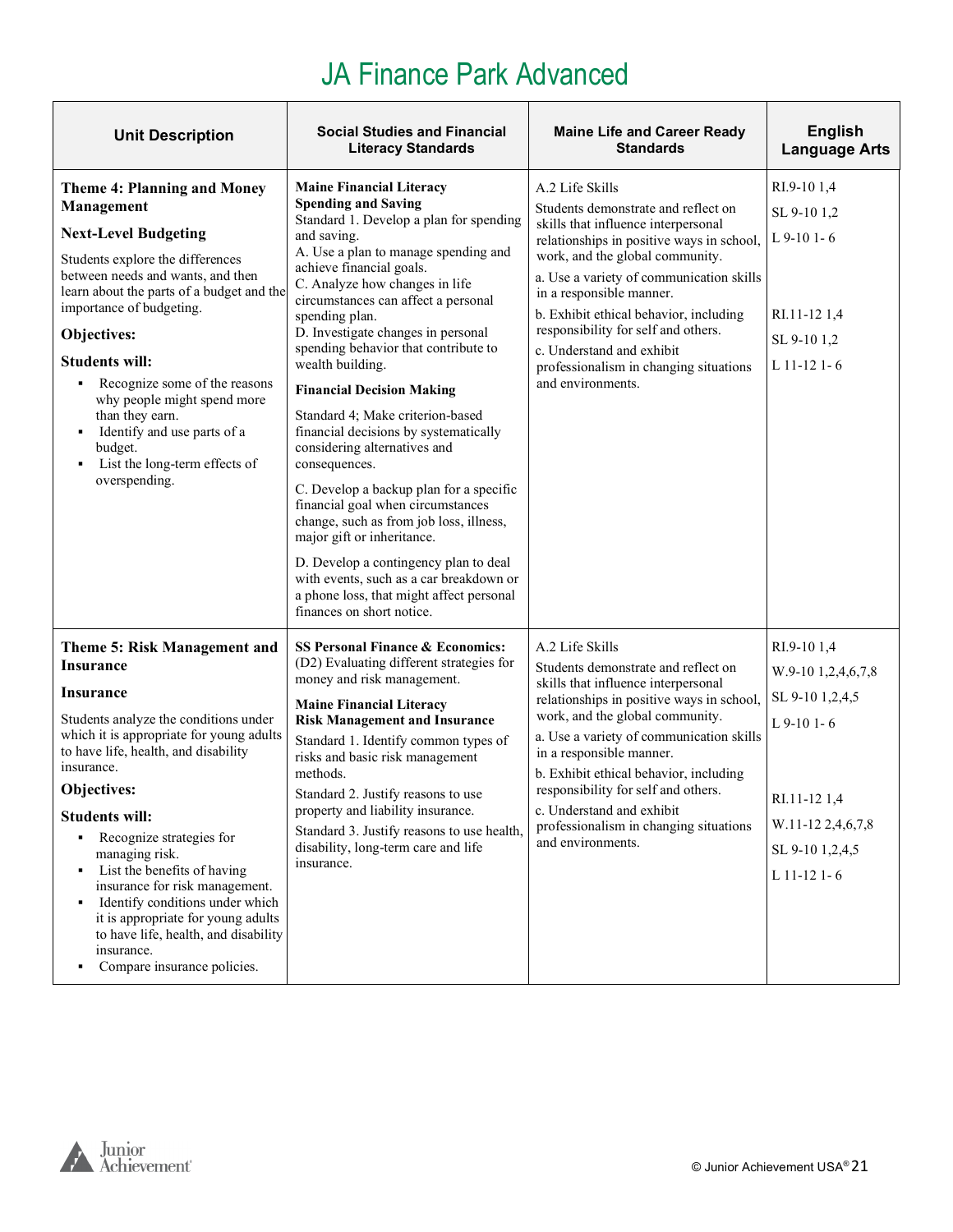# JA Finance Park Advanced

| Unit Description | Social Studies and Financial Literacy Standards | Maine Life and Career Ready Standards | English Language Arts |
|---|---|---|---|
| **Theme 4: Planning and Money Management**<br><br>**Next-Level Budgeting**<br><br>Students explore the differences between needs and wants, and then learn about the parts of a budget and the importance of budgeting.<br><br>**Objectives:**<br><br>**Students will:**<br>▪ Recognize some of the reasons why people might spend more than they earn.<br>▪ Identify and use parts of a budget.<br>▪ List the long-term effects of overspending. | **Maine Financial Literacy Spending and Saving**<br>Standard 1. Develop a plan for spending and saving.<br>A. Use a plan to manage spending and achieve financial goals.<br>C. Analyze how changes in life circumstances can affect a personal spending plan.<br>D. Investigate changes in personal spending behavior that contribute to wealth building.<br><br>**Financial Decision Making**<br><br>Standard 4; Make criterion-based financial decisions by systematically considering alternatives and consequences.<br><br>C. Develop a backup plan for a specific financial goal when circumstances change, such as from job loss, illness, major gift or inheritance.<br><br>D. Develop a contingency plan to deal with events, such as a car breakdown or a phone loss, that might affect personal finances on short notice. | A.2 Life Skills<br><br>Students demonstrate and reflect on skills that influence interpersonal relationships in positive ways in school, work, and the global community.<br><br>a. Use a variety of communication skills in a responsible manner.<br><br>b. Exhibit ethical behavior, including responsibility for self and others.<br><br>c. Understand and exhibit professionalism in changing situations and environments. | RI.9-10 1,4<br><br>SL 9-10 1,2<br><br>L 9-10 1- 6<br><br><br>RI.11-12 1,4<br><br>SL 9-10 1,2<br><br>L 11-12 1- 6 |
| **Theme 5: Risk Management and Insurance**<br><br>**Insurance**<br><br>Students analyze the conditions under which it is appropriate for young adults to have life, health, and disability insurance.<br><br>**Objectives:**<br><br>**Students will:**<br>▪ Recognize strategies for managing risk.<br>▪ List the benefits of having insurance for risk management.<br>▪ Identify conditions under which it is appropriate for young adults to have life, health, and disability insurance.<br>▪ Compare insurance policies. | **SS Personal Finance & Economics:**<br>(D2) Evaluating different strategies for money and risk management.<br><br>**Maine Financial Literacy Risk Management and Insurance**<br>Standard 1. Identify common types of risks and basic risk management methods.<br><br>Standard 2. Justify reasons to use property and liability insurance.<br><br>Standard 3. Justify reasons to use health, disability, long-term care and life insurance. | A.2 Life Skills<br><br>Students demonstrate and reflect on skills that influence interpersonal relationships in positive ways in school, work, and the global community.<br><br>a. Use a variety of communication skills in a responsible manner.<br><br>b. Exhibit ethical behavior, including responsibility for self and others.<br><br>c. Understand and exhibit professionalism in changing situations and environments. | RI.9-10 1,4<br><br>W.9-10 1,2,4,6,7,8<br><br>SL 9-10 1,2,4,5<br><br>L 9-10 1- 6<br><br><br>RI.11-12 1,4<br><br>W.11-12 2,4,6,7,8<br><br>SL 9-10 1,2,4,5<br><br>L 11-12 1- 6 |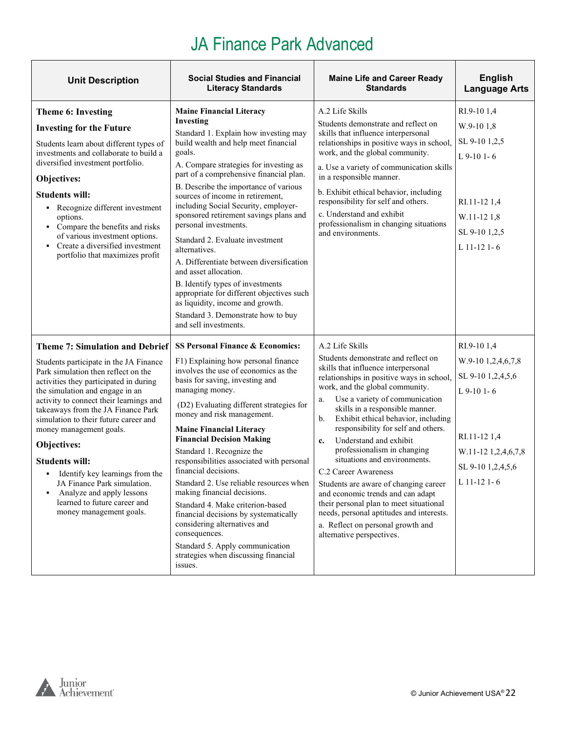# JA Finance Park Advanced

| Unit Description | Social Studies and Financial Literacy Standards | Maine Life and Career Ready Standards | English Language Arts |
|---|---|---|---|
| **Theme 6: Investing**<br><br>**Investing for the Future**<br><br>Students learn about different types of investments and collaborate to build a diversified investment portfolio.<br><br>**Objectives:**<br><br>**Students will:**<br>▪ Recognize different investment options.<br>▪ Compare the benefits and risks of various investment options.<br>▪ Create a diversified investment portfolio that maximizes profit | **Maine Financial Literacy Investing**<br>Standard 1. Explain how investing may build wealth and help meet financial goals.<br>A. Compare strategies for investing as part of a comprehensive financial plan.<br>B. Describe the importance of various sources of income in retirement, including Social Security, employer-sponsored retirement savings plans and personal investments.<br>Standard 2. Evaluate investment alternatives.<br>A. Differentiate between diversification and asset allocation.<br>B. Identify types of investments appropriate for different objectives such as liquidity, income and growth.<br>Standard 3. Demonstrate how to buy and sell investments. | A.2 Life Skills<br>Students demonstrate and reflect on skills that influence interpersonal relationships in positive ways in school, work, and the global community.<br>a. Use a variety of communication skills in a responsible manner.<br>b. Exhibit ethical behavior, including responsibility for self and others.<br>c. Understand and exhibit professionalism in changing situations and environments. | RI.9-10 1,4<br>W.9-10 1,8<br>SL 9-10 1,2,5<br>L 9-10 1- 6<br><br>RI.11-12 1,4<br>W.11-12 1,8<br>SL 9-10 1,2,5<br>L 11-12 1- 6 |
| **Theme 7: Simulation and Debrief**<br><br>Students participate in the JA Finance Park simulation then reflect on the activities they participated in during the simulation and engage in an activity to connect their learnings and takeaways from the JA Finance Park simulation to their future career and money management goals.<br><br>**Objectives:**<br><br>**Students will:**<br>▪ Identify key learnings from the JA Finance Park simulation.<br>▪ Analyze and apply lessons learned to future career and money management goals. | **SS Personal Finance & Economics:**<br>F1) Explaining how personal finance involves the use of economics as the basis for saving, investing and managing money.<br>(D2) Evaluating different strategies for money and risk management.<br>**Maine Financial Literacy Financial Decision Making**<br>Standard 1. Recognize the responsibilities associated with personal financial decisions.<br>Standard 2. Use reliable resources when making financial decisions.<br>Standard 4. Make criterion-based financial decisions by systematically considering alternatives and consequences.<br>Standard 5. Apply communication strategies when discussing financial issues. | A.2 Life Skills<br>Students demonstrate and reflect on skills that influence interpersonal relationships in positive ways in school, work, and the global community.<br>a. Use a variety of communication skills in a responsible manner.<br>b. Exhibit ethical behavior, including responsibility for self and others.<br>**c.** Understand and exhibit professionalism in changing situations and environments.<br>C.2 Career Awareness<br>Students are aware of changing career and economic trends and can adapt their personal plan to meet situational needs, personal aptitudes and interests.<br>a. Reflect on personal growth and alternative perspectives. | RI.9-10 1,4<br>W.9-10 1,2,4,6,7,8<br>SL 9-10 1,2,4,5,6<br>L 9-10 1- 6<br><br>RI.11-12 1,4<br>W.11-12 1,2,4,6,7,8<br>SL 9-10 1,2,4,5,6<br>L 11-12 1- 6 |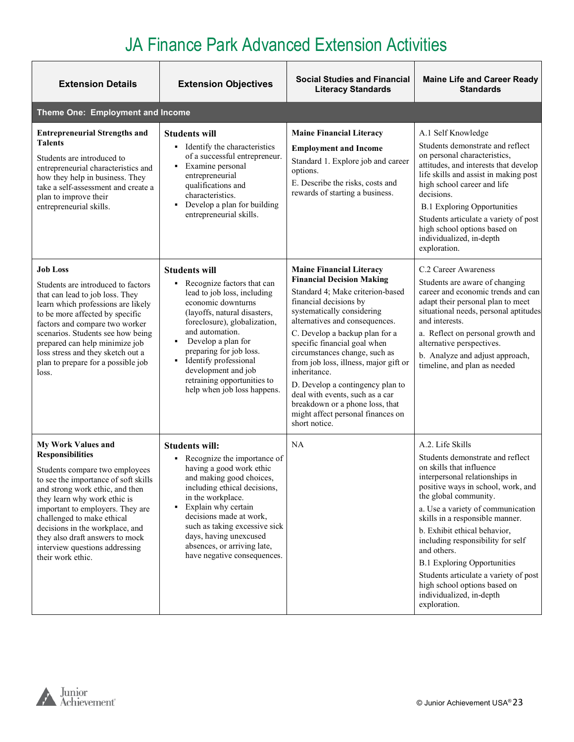# JA Finance Park Advanced Extension Activities

| Extension Details | Extension Objectives | Social Studies and Financial Literacy Standards | Maine Life and Career Ready Standards |
|---|---|---|---|
| **Theme One: Employment and Income** | | | |
| **Entrepreneurial Strengths and Talents**<br>Students are introduced to entrepreneurial characteristics and how they help in business. They take a self-assessment and create a plan to improve their entrepreneurial skills. | **Students will**<br>▪ Identify the characteristics of a successful entrepreneur.<br>▪ Examine personal entrepreneurial qualifications and characteristics.<br>▪ Develop a plan for building entrepreneurial skills. | **Maine Financial Literacy**<br>**Employment and Income**<br>Standard 1. Explore job and career options.<br>E. Describe the risks, costs and rewards of starting a business. | A.1 Self Knowledge<br>Students demonstrate and reflect on personal characteristics, attitudes, and interests that develop life skills and assist in making post high school career and life decisions.<br>B.1 Exploring Opportunities<br>Students articulate a variety of post high school options based on individualized, in-depth exploration. |
| **Job Loss**<br>Students are introduced to factors that can lead to job loss. They learn which professions are likely to be more affected by specific factors and compare two worker scenarios. Students see how being prepared can help minimize job loss stress and they sketch out a plan to prepare for a possible job loss. | **Students will**<br>▪ Recognize factors that can lead to job loss, including economic downturns (layoffs, natural disasters, foreclosure), globalization, and automation.<br>▪ Develop a plan for preparing for job loss.<br>▪ Identify professional development and job retraining opportunities to help when job loss happens. | **Maine Financial Literacy Financial Decision Making**<br>Standard 4; Make criterion-based financial decisions by systematically considering alternatives and consequences.<br>C. Develop a backup plan for a specific financial goal when circumstances change, such as from job loss, illness, major gift or inheritance.<br>D. Develop a contingency plan to deal with events, such as a car breakdown or a phone loss, that might affect personal finances on short notice. | C.2 Career Awareness<br>Students are aware of changing career and economic trends and can adapt their personal plan to meet situational needs, personal aptitudes and interests.<br>a. Reflect on personal growth and alternative perspectives.<br>b. Analyze and adjust approach, timeline, and plan as needed |
| **My Work Values and Responsibilities**<br>Students compare two employees to see the importance of soft skills and strong work ethic, and then they learn why work ethic is important to employers. They are challenged to make ethical decisions in the workplace, and they also draft answers to mock interview questions addressing their work ethic. | **Students will:**<br>▪ Recognize the importance of having a good work ethic and making good choices, including ethical decisions, in the workplace.<br>▪ Explain why certain decisions made at work, such as taking excessive sick days, having unexcused absences, or arriving late, have negative consequences. | NA | A.2. Life Skills<br>Students demonstrate and reflect on skills that influence interpersonal relationships in positive ways in school, work, and the global community.<br>a. Use a variety of communication skills in a responsible manner.<br>b. Exhibit ethical behavior, including responsibility for self and others.<br>B.1 Exploring Opportunities<br>Students articulate a variety of post high school options based on individualized, in-depth exploration. |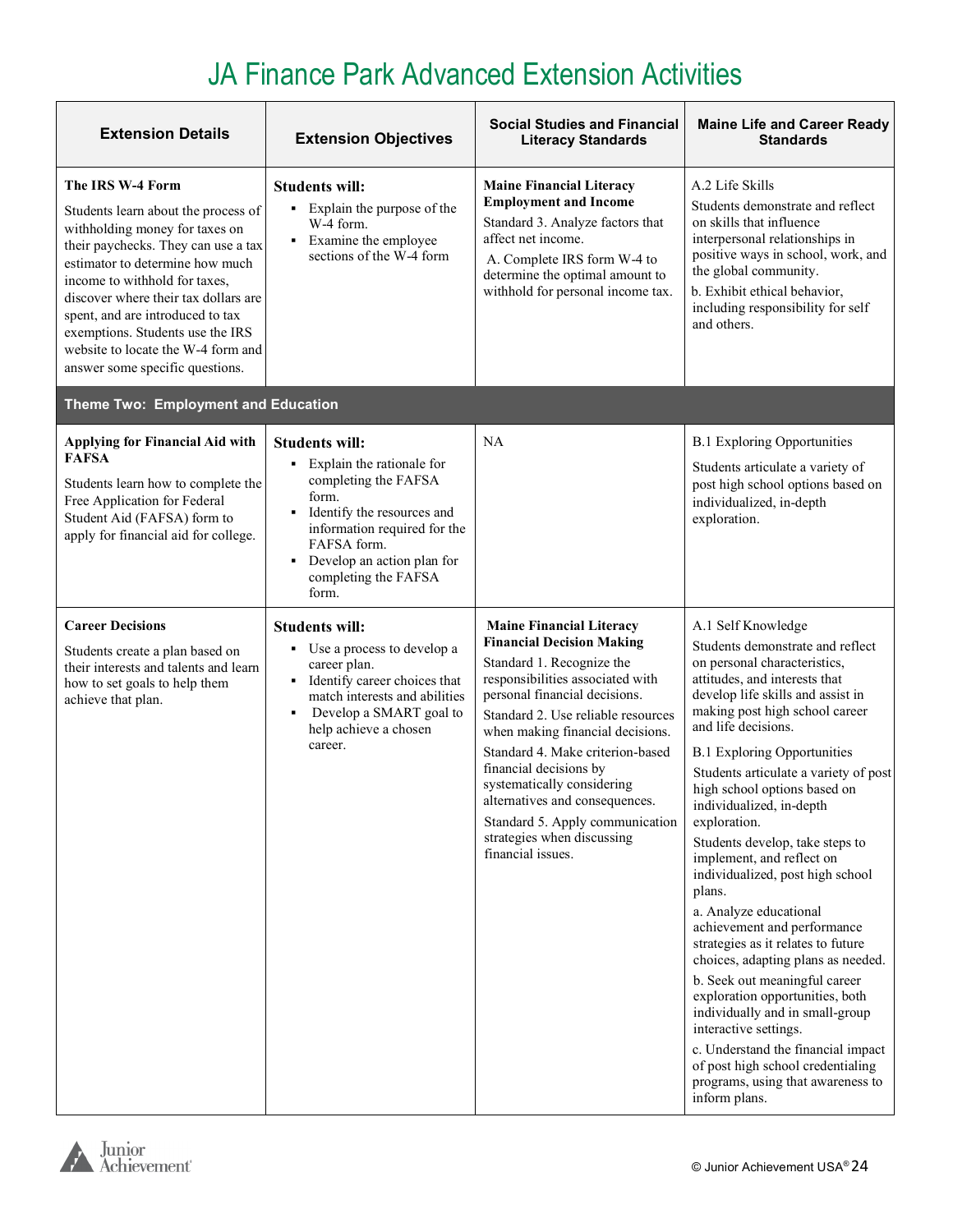# JA Finance Park Advanced Extension Activities

| Extension Details | Extension Objectives | Social Studies and Financial Literacy Standards | Maine Life and Career Ready Standards |
|---|---|---|---|
| **The IRS W-4 Form**<br><br>Students learn about the process of withholding money for taxes on their paychecks. They can use a tax estimator to determine how much income to withhold for taxes, discover where their tax dollars are spent, and are introduced to tax exemptions. Students use the IRS website to locate the W-4 form and answer some specific questions. | **Students will:**<br>▪ Explain the purpose of the W-4 form.<br>▪ Examine the employee sections of the W-4 form | **Maine Financial Literacy Employment and Income**<br>Standard 3. Analyze factors that affect net income.<br>A. Complete IRS form W-4 to determine the optimal amount to withhold for personal income tax. | A.2 Life Skills<br>Students demonstrate and reflect on skills that influence interpersonal relationships in positive ways in school, work, and the global community.<br>b. Exhibit ethical behavior, including responsibility for self and others. |
| **Theme Two: Employment and Education** | | | |
| **Applying for Financial Aid with FAFSA**<br><br>Students learn how to complete the Free Application for Federal Student Aid (FAFSA) form to apply for financial aid for college. | **Students will:**<br>▪ Explain the rationale for completing the FAFSA form.<br>▪ Identify the resources and information required for the FAFSA form.<br>▪ Develop an action plan for completing the FAFSA form. | NA | B.1 Exploring Opportunities<br>Students articulate a variety of post high school options based on individualized, in-depth exploration. |
| **Career Decisions**<br><br>Students create a plan based on their interests and talents and learn how to set goals to help them achieve that plan. | **Students will:**<br>▪ Use a process to develop a career plan.<br>▪ Identify career choices that match interests and abilities<br>▪ Develop a SMART goal to help achieve a chosen career. | **Maine Financial Literacy Financial Decision Making**<br>Standard 1. Recognize the responsibilities associated with personal financial decisions.<br>Standard 2. Use reliable resources when making financial decisions.<br>Standard 4. Make criterion-based financial decisions by systematically considering alternatives and consequences.<br>Standard 5. Apply communication strategies when discussing financial issues. | A.1 Self Knowledge<br>Students demonstrate and reflect on personal characteristics, attitudes, and interests that develop life skills and assist in making post high school career and life decisions.<br>B.1 Exploring Opportunities<br>Students articulate a variety of post high school options based on individualized, in-depth exploration.<br>Students develop, take steps to implement, and reflect on individualized, post high school plans.<br>a. Analyze educational achievement and performance strategies as it relates to future choices, adapting plans as needed.<br>b. Seek out meaningful career exploration opportunities, both individually and in small-group interactive settings.<br>c. Understand the financial impact of post high school credentialing programs, using that awareness to inform plans. |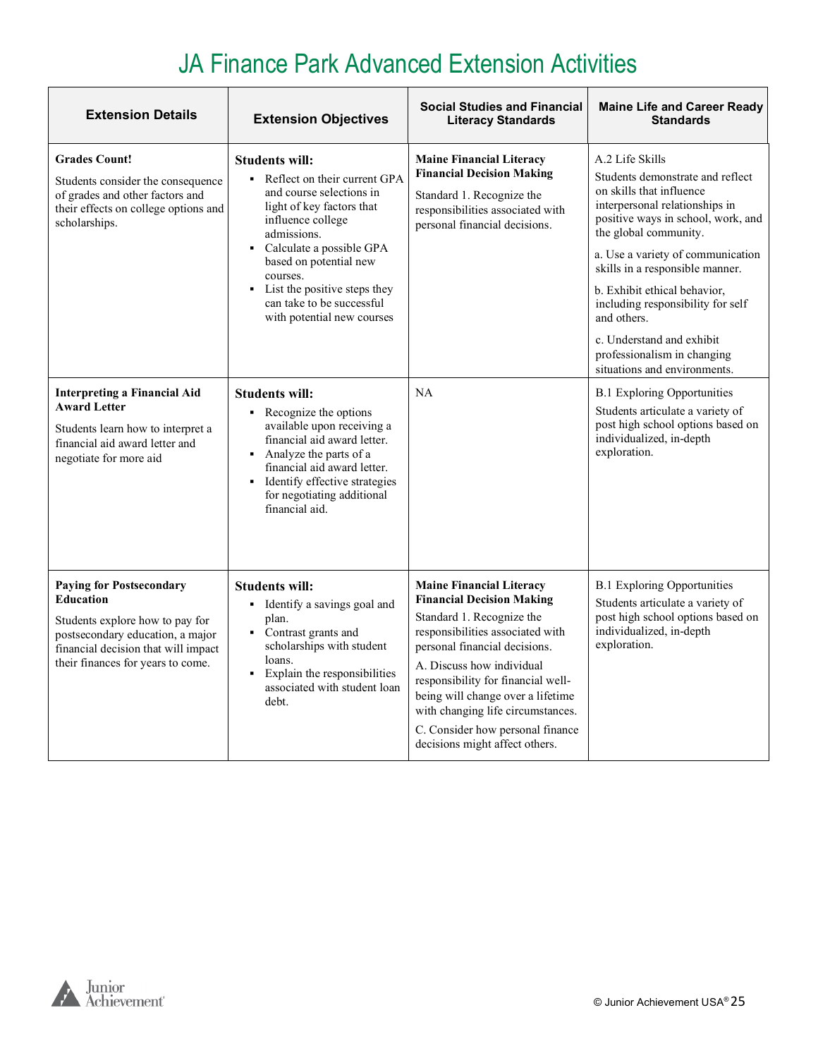# JA Finance Park Advanced Extension Activities

| Extension Details | Extension Objectives | Social Studies and Financial Literacy Standards | Maine Life and Career Ready Standards |
|---|---|---|---|
| **Grades Count!**<br>Students consider the consequence of grades and other factors and their effects on college options and scholarships. | **Students will:**<br>▪ Reflect on their current GPA and course selections in light of key factors that influence college admissions.<br>▪ Calculate a possible GPA based on potential new courses.<br>▪ List the positive steps they can take to be successful with potential new courses | **Maine Financial Literacy Financial Decision Making**<br>Standard 1. Recognize the responsibilities associated with personal financial decisions. | A.2 Life Skills<br>Students demonstrate and reflect on skills that influence interpersonal relationships in positive ways in school, work, and the global community.<br>a. Use a variety of communication skills in a responsible manner.<br>b. Exhibit ethical behavior, including responsibility for self and others.<br>c. Understand and exhibit professionalism in changing situations and environments. |
| **Interpreting a Financial Aid Award Letter**<br>Students learn how to interpret a financial aid award letter and negotiate for more aid | **Students will:**<br>▪ Recognize the options available upon receiving a financial aid award letter.<br>▪ Analyze the parts of a financial aid award letter.<br>▪ Identify effective strategies for negotiating additional financial aid. | NA | B.1 Exploring Opportunities<br>Students articulate a variety of post high school options based on individualized, in-depth exploration. |
| **Paying for Postsecondary Education**<br>Students explore how to pay for postsecondary education, a major financial decision that will impact their finances for years to come. | **Students will:**<br>▪ Identify a savings goal and plan.<br>▪ Contrast grants and scholarships with student loans.<br>▪ Explain the responsibilities associated with student loan debt. | **Maine Financial Literacy Financial Decision Making**<br>Standard 1. Recognize the responsibilities associated with personal financial decisions.<br>A. Discuss how individual responsibility for financial well-being will change over a lifetime with changing life circumstances.<br>C. Consider how personal finance decisions might affect others. | B.1 Exploring Opportunities<br>Students articulate a variety of post high school options based on individualized, in-depth exploration. |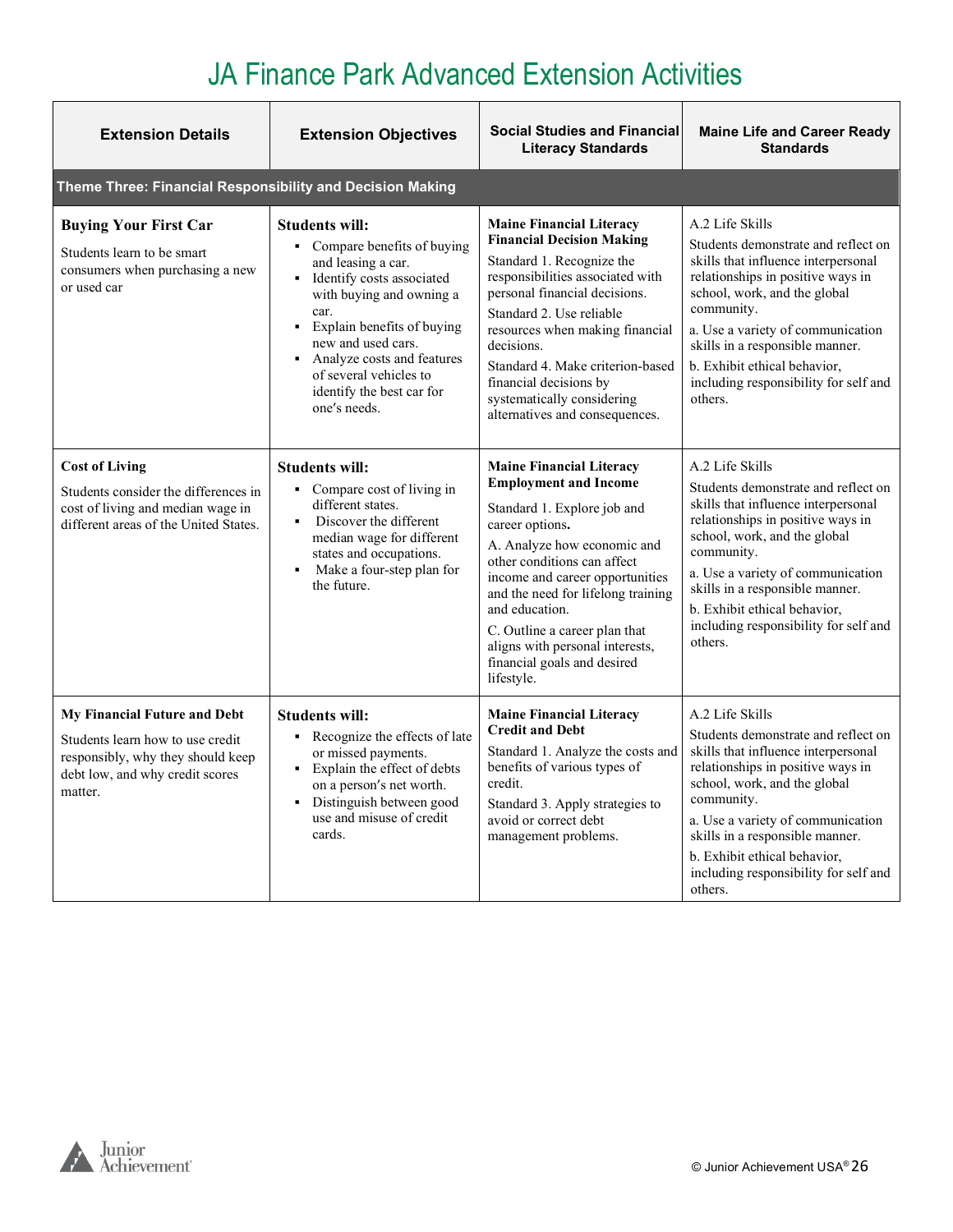# JA Finance Park Advanced Extension Activities

| Extension Details | Extension Objectives | Social Studies and Financial Literacy Standards | Maine Life and Career Ready Standards |
|---|---|---|---|
| **Theme Three: Financial Responsibility and Decision Making** | | | |
| **Buying Your First Car**<br>Students learn to be smart consumers when purchasing a new or used car | **Students will:**<br>▪ Compare benefits of buying and leasing a car.<br>▪ Identify costs associated with buying and owning a car.<br>▪ Explain benefits of buying new and used cars.<br>▪ Analyze costs and features of several vehicles to identify the best car for one's needs. | **Maine Financial Literacy Financial Decision Making**<br>Standard 1. Recognize the responsibilities associated with personal financial decisions.<br>Standard 2. Use reliable resources when making financial decisions.<br>Standard 4. Make criterion-based financial decisions by systematically considering alternatives and consequences. | A.2 Life Skills<br>Students demonstrate and reflect on skills that influence interpersonal relationships in positive ways in school, work, and the global community.<br>a. Use a variety of communication skills in a responsible manner.<br>b. Exhibit ethical behavior, including responsibility for self and others. |
| **Cost of Living**<br>Students consider the differences in cost of living and median wage in different areas of the United States. | **Students will:**<br>▪ Compare cost of living in different states.<br>▪ Discover the different median wage for different states and occupations.<br>▪ Make a four-step plan for the future. | **Maine Financial Literacy Employment and Income**<br>Standard 1. Explore job and career options.<br>A. Analyze how economic and other conditions can affect income and career opportunities and the need for lifelong training and education.<br>C. Outline a career plan that aligns with personal interests, financial goals and desired lifestyle. | A.2 Life Skills<br>Students demonstrate and reflect on skills that influence interpersonal relationships in positive ways in school, work, and the global community.<br>a. Use a variety of communication skills in a responsible manner.<br>b. Exhibit ethical behavior, including responsibility for self and others. |
| **My Financial Future and Debt**<br>Students learn how to use credit responsibly, why they should keep debt low, and why credit scores matter. | **Students will:**<br>▪ Recognize the effects of late or missed payments.<br>▪ Explain the effect of debts on a person's net worth.<br>▪ Distinguish between good use and misuse of credit cards. | **Maine Financial Literacy Credit and Debt**<br>Standard 1. Analyze the costs and benefits of various types of credit.<br>Standard 3. Apply strategies to avoid or correct debt management problems. | A.2 Life Skills<br>Students demonstrate and reflect on skills that influence interpersonal relationships in positive ways in school, work, and the global community.<br>a. Use a variety of communication skills in a responsible manner.<br>b. Exhibit ethical behavior, including responsibility for self and others. |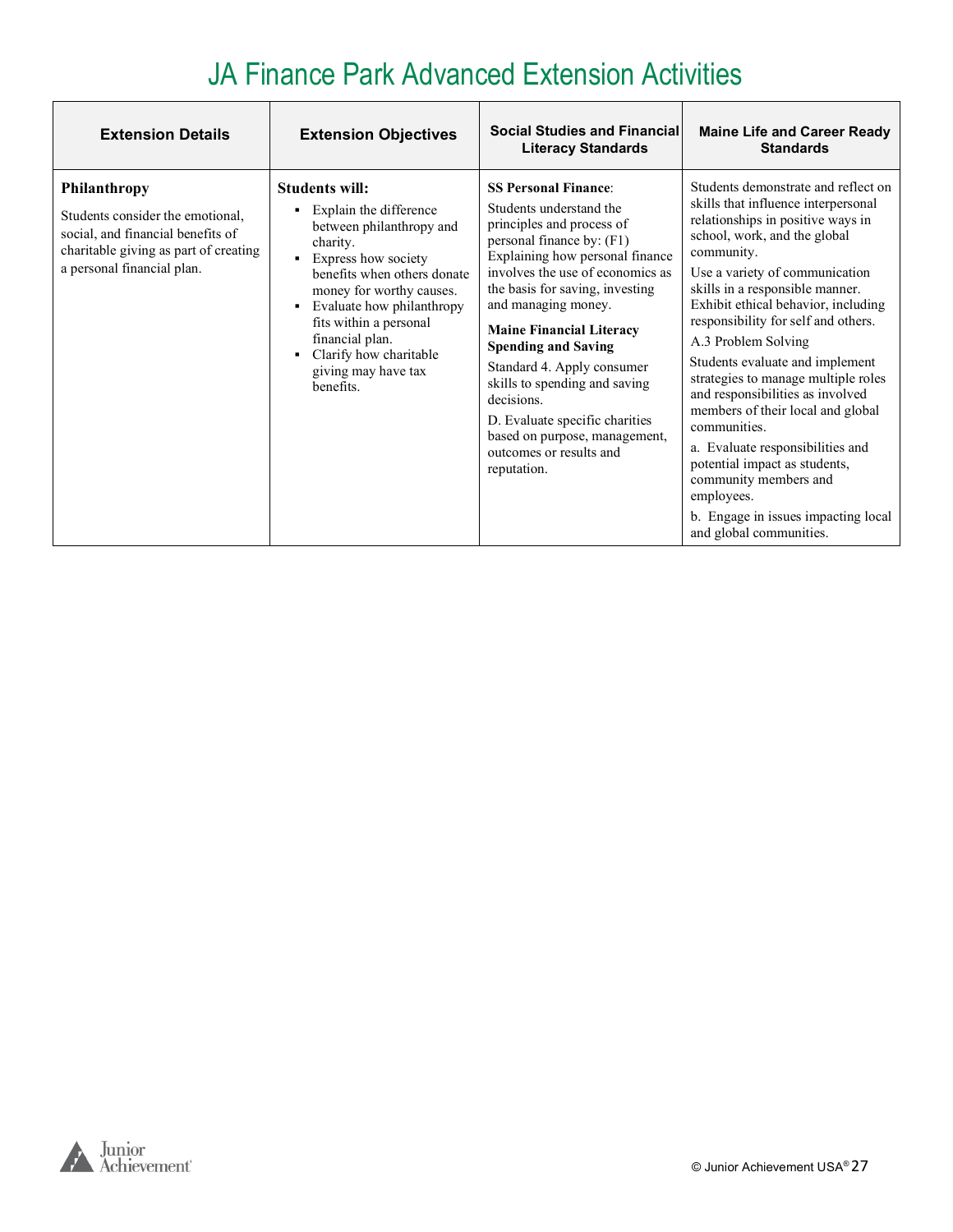# JA Finance Park Advanced Extension Activities

| Extension Details | Extension Objectives | Social Studies and Financial Literacy Standards | Maine Life and Career Ready Standards |
|---|---|---|---|
| **Philanthropy**<br>Students consider the emotional, social, and financial benefits of charitable giving as part of creating a personal financial plan. | **Students will:**<br>▪ Explain the difference between philanthropy and charity.<br>▪ Express how society benefits when others donate money for worthy causes.<br>▪ Evaluate how philanthropy fits within a personal financial plan.<br>▪ Clarify how charitable giving may have tax benefits. | **SS Personal Finance**:<br>Students understand the principles and process of personal finance by: (F1) Explaining how personal finance involves the use of economics as the basis for saving, investing and managing money.<br>**Maine Financial Literacy Spending and Saving**<br>Standard 4. Apply consumer skills to spending and saving decisions.<br>D. Evaluate specific charities based on purpose, management, outcomes or results and reputation. | Students demonstrate and reflect on skills that influence interpersonal relationships in positive ways in school, work, and the global community.<br>Use a variety of communication skills in a responsible manner. Exhibit ethical behavior, including responsibility for self and others.<br>A.3 Problem Solving<br>Students evaluate and implement strategies to manage multiple roles and responsibilities as involved members of their local and global communities.<br>a. Evaluate responsibilities and potential impact as students, community members and employees.<br>b. Engage in issues impacting local and global communities. |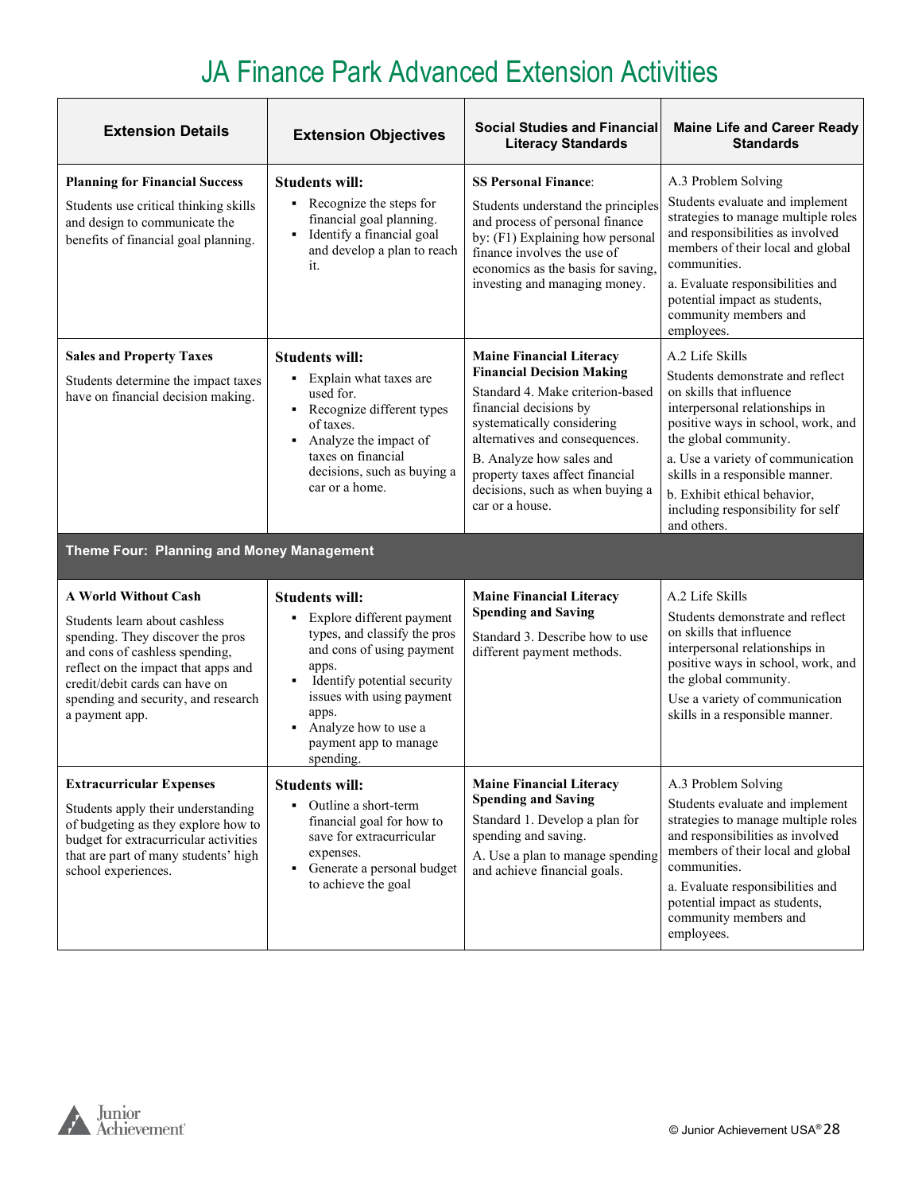# JA Finance Park Advanced Extension Activities

| Extension Details | Extension Objectives | Social Studies and Financial Literacy Standards | Maine Life and Career Ready Standards |
|---|---|---|---|
| **Planning for Financial Success**<br><br>Students use critical thinking skills and design to communicate the benefits of financial goal planning. | **Students will:**<br>▪ Recognize the steps for financial goal planning.<br>▪ Identify a financial goal and develop a plan to reach it. | **SS Personal Finance**:<br><br>Students understand the principles and process of personal finance by: (F1) Explaining how personal finance involves the use of economics as the basis for saving, investing and managing money. | A.3 Problem Solving<br><br>Students evaluate and implement strategies to manage multiple roles and responsibilities as involved members of their local and global communities.<br><br>a. Evaluate responsibilities and potential impact as students, community members and employees. |
| **Sales and Property Taxes**<br><br>Students determine the impact taxes have on financial decision making. | **Students will:**<br>▪ Explain what taxes are used for.<br>▪ Recognize different types of taxes.<br>▪ Analyze the impact of taxes on financial decisions, such as buying a car or a home. | **Maine Financial Literacy Financial Decision Making**<br><br>Standard 4. Make criterion-based financial decisions by systematically considering alternatives and consequences.<br><br>B. Analyze how sales and property taxes affect financial decisions, such as when buying a car or a house. | A.2 Life Skills<br><br>Students demonstrate and reflect on skills that influence interpersonal relationships in positive ways in school, work, and the global community.<br><br>a. Use a variety of communication skills in a responsible manner.<br><br>b. Exhibit ethical behavior, including responsibility for self and others. |
| **Theme Four: Planning and Money Management** | | | |
| **A World Without Cash**<br><br>Students learn about cashless spending. They discover the pros and cons of cashless spending, reflect on the impact that apps and credit/debit cards can have on spending and security, and research a payment app. | **Students will:**<br>▪ Explore different payment types, and classify the pros and cons of using payment apps.<br>▪ Identify potential security issues with using payment apps.<br>▪ Analyze how to use a payment app to manage spending. | **Maine Financial Literacy Spending and Saving**<br><br>Standard 3. Describe how to use different payment methods. | A.2 Life Skills<br><br>Students demonstrate and reflect on skills that influence interpersonal relationships in positive ways in school, work, and the global community.<br><br>Use a variety of communication skills in a responsible manner. |
| **Extracurricular Expenses**<br><br>Students apply their understanding of budgeting as they explore how to budget for extracurricular activities that are part of many students' high school experiences. | **Students will:**<br>▪ Outline a short-term financial goal for how to save for extracurricular expenses.<br>▪ Generate a personal budget to achieve the goal | **Maine Financial Literacy Spending and Saving**<br><br>Standard 1. Develop a plan for spending and saving.<br><br>A. Use a plan to manage spending and achieve financial goals. | A.3 Problem Solving<br><br>Students evaluate and implement strategies to manage multiple roles and responsibilities as involved members of their local and global communities.<br><br>a. Evaluate responsibilities and potential impact as students, community members and employees. |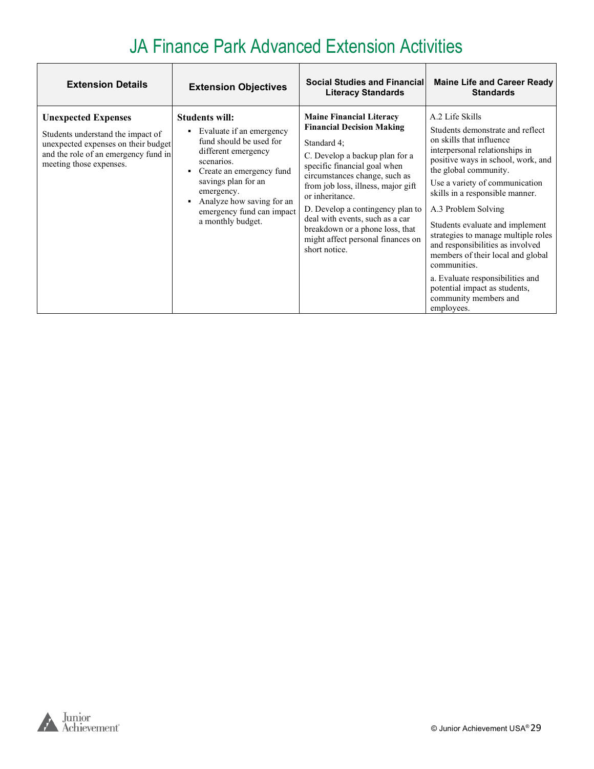# JA Finance Park Advanced Extension Activities

| Extension Details | Extension Objectives | Social Studies and Financial Literacy Standards | Maine Life and Career Ready Standards |
|---|---|---|---|
| **Unexpected Expenses**<br>Students understand the impact of unexpected expenses on their budget and the role of an emergency fund in meeting those expenses. | **Students will:**<br>▪ Evaluate if an emergency fund should be used for different emergency scenarios.<br>▪ Create an emergency fund savings plan for an emergency.<br>▪ Analyze how saving for an emergency fund can impact a monthly budget. | **Maine Financial Literacy Financial Decision Making**<br>Standard 4;<br>C. Develop a backup plan for a specific financial goal when circumstances change, such as from job loss, illness, major gift or inheritance.<br>D. Develop a contingency plan to deal with events, such as a car breakdown or a phone loss, that might affect personal finances on short notice. | A.2 Life Skills<br>Students demonstrate and reflect on skills that influence interpersonal relationships in positive ways in school, work, and the global community.<br>Use a variety of communication skills in a responsible manner.<br>A.3 Problem Solving<br>Students evaluate and implement strategies to manage multiple roles and responsibilities as involved members of their local and global communities.<br>a. Evaluate responsibilities and potential impact as students, community members and employees. |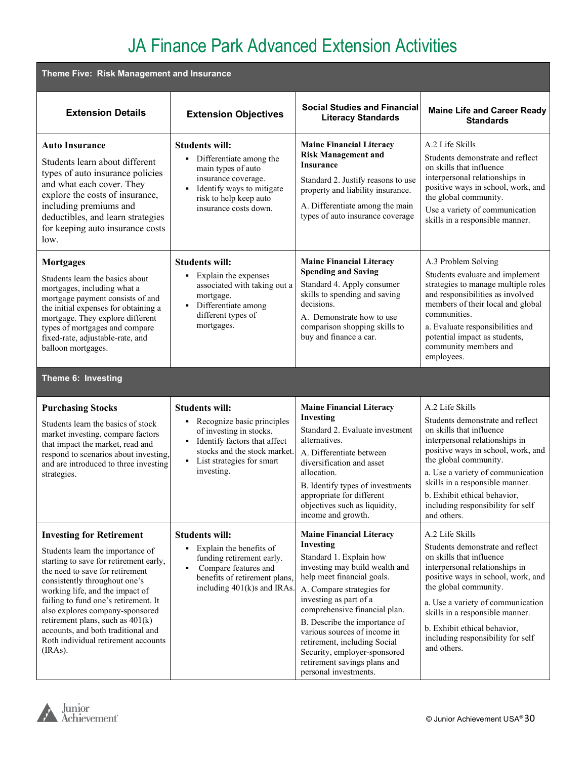# JA Finance Park Advanced Extension Activities

| Extension Details | Extension Objectives | Social Studies and Financial Literacy Standards | Maine Life and Career Ready Standards |
|---|---|---|---|
| **Theme Five: Risk Management and Insurance** | | | |
| **Auto Insurance**<br>Students learn about different types of auto insurance policies and what each cover. They explore the costs of insurance, including premiums and deductibles, and learn strategies for keeping auto insurance costs low. | **Students will:**<br>▪ Differentiate among the main types of auto insurance coverage.<br>▪ Identify ways to mitigate risk to help keep auto insurance costs down. | **Maine Financial Literacy Risk Management and Insurance**<br>Standard 2. Justify reasons to use property and liability insurance.<br>A. Differentiate among the main types of auto insurance coverage | A.2 Life Skills<br>Students demonstrate and reflect on skills that influence interpersonal relationships in positive ways in school, work, and the global community.<br>Use a variety of communication skills in a responsible manner. |
| **Mortgages**<br>Students learn the basics about mortgages, including what a mortgage payment consists of and the initial expenses for obtaining a mortgage. They explore different types of mortgages and compare fixed-rate, adjustable-rate, and balloon mortgages. | **Students will:**<br>▪ Explain the expenses associated with taking out a mortgage.<br>▪ Differentiate among different types of mortgages. | **Maine Financial Literacy Spending and Saving**<br>Standard 4. Apply consumer skills to spending and saving decisions.<br>A. Demonstrate how to use comparison shopping skills to buy and finance a car. | A.3 Problem Solving<br>Students evaluate and implement strategies to manage multiple roles and responsibilities as involved members of their local and global communities.<br>a. Evaluate responsibilities and potential impact as students, community members and employees. |
| **Theme 6: Investing** | | | |
| **Purchasing Stocks**<br>Students learn the basics of stock market investing, compare factors that impact the market, read and respond to scenarios about investing, and are introduced to three investing strategies. | **Students will:**<br>▪ Recognize basic principles of investing in stocks.<br>▪ Identify factors that affect stocks and the stock market.<br>▪ List strategies for smart investing. | **Maine Financial Literacy Investing**<br>Standard 2. Evaluate investment alternatives.<br>A. Differentiate between diversification and asset allocation.<br>B. Identify types of investments appropriate for different objectives such as liquidity, income and growth. | A.2 Life Skills<br>Students demonstrate and reflect on skills that influence interpersonal relationships in positive ways in school, work, and the global community.<br>a. Use a variety of communication skills in a responsible manner.<br>b. Exhibit ethical behavior, including responsibility for self and others. |
| **Investing for Retirement**<br>Students learn the importance of starting to save for retirement early, the need to save for retirement consistently throughout one's working life, and the impact of failing to fund one's retirement. It also explores company-sponsored retirement plans, such as 401(k) accounts, and both traditional and Roth individual retirement accounts (IRAs). | **Students will:**<br>▪ Explain the benefits of funding retirement early.<br>▪ Compare features and benefits of retirement plans, including 401(k)s and IRAs. | **Maine Financial Literacy Investing**<br>Standard 1. Explain how investing may build wealth and help meet financial goals.<br>A. Compare strategies for investing as part of a comprehensive financial plan.<br>B. Describe the importance of various sources of income in retirement, including Social Security, employer-sponsored retirement savings plans and personal investments. | A.2 Life Skills<br>Students demonstrate and reflect on skills that influence interpersonal relationships in positive ways in school, work, and the global community.<br>a. Use a variety of communication skills in a responsible manner.<br>b. Exhibit ethical behavior, including responsibility for self and others. |